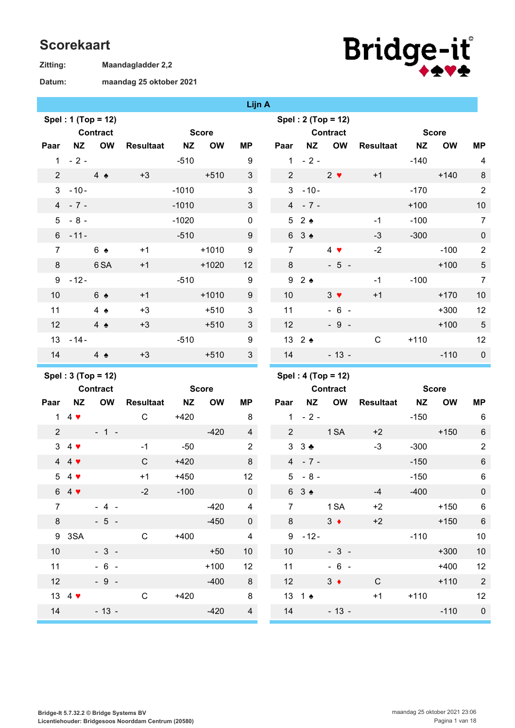# Scorekaart

**Zitting:** Maandagladder 2,2

**Datum:** maandag 25 oktober 2021

Bridge-it

## Lijn A

### Spel : 1 (Top = 12)

| Paar | Contract NZ | Contract OW | Resultaat | Score NZ | Score OW | MP |
|---|---|---|---|---|---|---|
| 1 | - 2 - | | | -510 | | 9 |
| 2 | | 4 ♠ | +3 | | +510 | 3 |
| 3 | - 10 - | | | -1010 | | 3 |
| 4 | - 7 - | | | -1010 | | 3 |
| 5 | - 8 - | | | -1020 | | 0 |
| 6 | - 11 - | | | -510 | | 9 |
| 7 | | 6 ♠ | +1 | | +1010 | 9 |
| 8 | | 6 SA | +1 | | +1020 | 12 |
| 9 | - 12 - | | | -510 | | 9 |
| 10 | | 6 ♠ | +1 | | +1010 | 9 |
| 11 | | 4 ♠ | +3 | | +510 | 3 |
| 12 | | 4 ♠ | +3 | | +510 | 3 |
| 13 | - 14 - | | | -510 | | 9 |
| 14 | | 4 ♠ | +3 | | +510 | 3 |

### Spel : 2 (Top = 12)

| Paar | Contract NZ | Contract OW | Resultaat | Score NZ | Score OW | MP |
|---|---|---|---|---|---|---|
| 1 | - 2 - | | | -140 | | 4 |
| 2 | | 2 ♥ | +1 | | +140 | 8 |
| 3 | - 10 - | | | -170 | | 2 |
| 4 | - 7 - | | | +100 | | 10 |
| 5 | 2 ♠ | | -1 | -100 | | 7 |
| 6 | 3 ♠ | | -3 | -300 | | 0 |
| 7 | | 4 ♥ | -2 | | -100 | 2 |
| 8 | | - 5 - | | | +100 | 5 |
| 9 | 2 ♠ | | -1 | -100 | | 7 |
| 10 | | 3 ♥ | +1 | | +170 | 10 |
| 11 | | - 6 - | | | +300 | 12 |
| 12 | | - 9 - | | | +100 | 5 |
| 13 | 2 ♠ | | C | +110 | | 12 |
| 14 | | - 13 - | | | -110 | 0 |

### Spel : 3 (Top = 12)

| Paar | Contract NZ | Contract OW | Resultaat | Score NZ | Score OW | MP |
|---|---|---|---|---|---|---|
| 1 | 4 ♥ | | C | +420 | | 8 |
| 2 | | - 1 - | | | -420 | 4 |
| 3 | 4 ♥ | | -1 | -50 | | 2 |
| 4 | 4 ♥ | | C | +420 | | 8 |
| 5 | 4 ♥ | | +1 | +450 | | 12 |
| 6 | 4 ♥ | | -2 | -100 | | 0 |
| 7 | | - 4 - | | | -420 | 4 |
| 8 | | - 5 - | | | -450 | 0 |
| 9 | 3SA | | C | +400 | | 4 |
| 10 | | - 3 - | | | +50 | 10 |
| 11 | | - 6 - | | | +100 | 12 |
| 12 | | - 9 - | | | -400 | 8 |
| 13 | 4 ♥ | | C | +420 | | 8 |
| 14 | | - 13 - | | | -420 | 4 |

### Spel : 4 (Top = 12)

| Paar | Contract NZ | Contract OW | Resultaat | Score NZ | Score OW | MP |
|---|---|---|---|---|---|---|
| 1 | - 2 - | | | -150 | | 6 |
| 2 | | 1 SA | +2 | | +150 | 6 |
| 3 | 3 ♣ | | -3 | -300 | | 2 |
| 4 | - 7 - | | | -150 | | 6 |
| 5 | - 8 - | | | -150 | | 6 |
| 6 | 3 ♠ | | -4 | -400 | | 0 |
| 7 | | 1 SA | +2 | | +150 | 6 |
| 8 | | 3 ♦ | +2 | | +150 | 6 |
| 9 | - 12 - | | | -110 | | 10 |
| 10 | | - 3 - | | | +300 | 10 |
| 11 | | - 6 - | | | +400 | 12 |
| 12 | | 3 ♦ | C | | +110 | 2 |
| 13 | 1 ♠ | | +1 | +110 | | 12 |
| 14 | | - 13 - | | | -110 | 0 |

Bridge-It 5.7.32.2 © Bridge Systems BV
Licentiehouder: Bridgesoos Noorddam Centrum (20580)

maandag 25 oktober 2021 23:06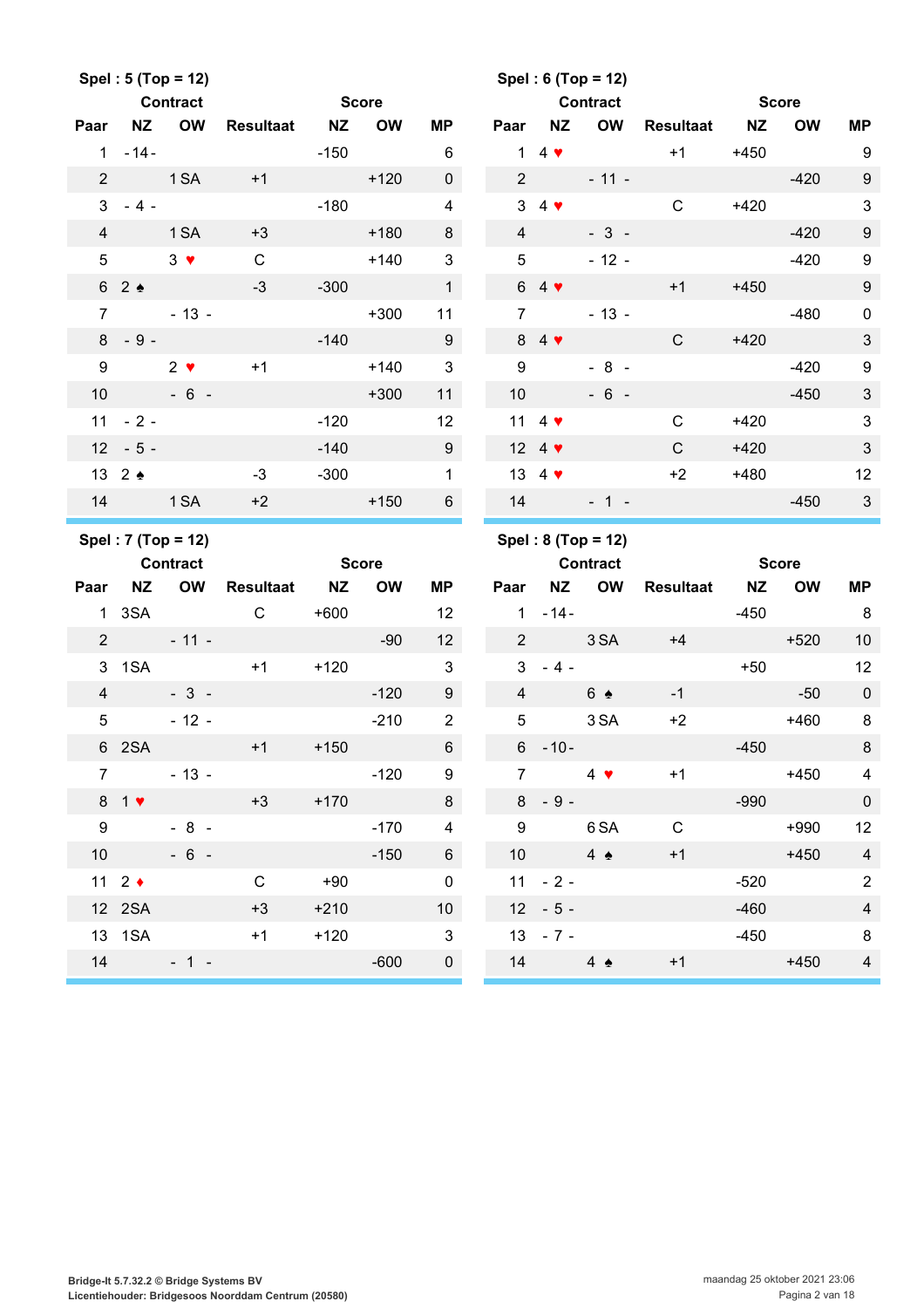**Spel : 5 (Top = 12)**

| Paar | Contract NZ | Contract OW | Resultaat | Score NZ | Score OW | MP |
|---|---|---|---|---|---|---|
| 1 | - 14 - | | | -150 | | 6 |
| 2 | | 1 SA | +1 | | +120 | 0 |
| 3 | - 4 - | | | -180 | | 4 |
| 4 | | 1 SA | +3 | | +180 | 8 |
| 5 | | 3 ♥ | C | | +140 | 3 |
| 6 | 2 ♠ | | -3 | -300 | | 1 |
| 7 | | - 13 - | | | +300 | 11 |
| 8 | - 9 - | | | -140 | | 9 |
| 9 | | 2 ♥ | +1 | | +140 | 3 |
| 10 | | - 6 - | | | +300 | 11 |
| 11 | - 2 - | | | -120 | | 12 |
| 12 | - 5 - | | | -140 | | 9 |
| 13 | 2 ♠ | | -3 | -300 | | 1 |
| 14 | | 1 SA | +2 | | +150 | 6 |

**Spel : 6 (Top = 12)**

| Paar | Contract NZ | Contract OW | Resultaat | Score NZ | Score OW | MP |
|---|---|---|---|---|---|---|
| 1 | 4 ♥ | | +1 | +450 | | 9 |
| 2 | | - 11 - | | | -420 | 9 |
| 3 | 4 ♥ | | C | +420 | | 3 |
| 4 | | - 3 - | | | -420 | 9 |
| 5 | | - 12 - | | | -420 | 9 |
| 6 | 4 ♥ | | +1 | +450 | | 9 |
| 7 | | - 13 - | | | -480 | 0 |
| 8 | 4 ♥ | | C | +420 | | 3 |
| 9 | | - 8 - | | | -420 | 9 |
| 10 | | - 6 - | | | -450 | 3 |
| 11 | 4 ♥ | | C | +420 | | 3 |
| 12 | 4 ♥ | | C | +420 | | 3 |
| 13 | 4 ♥ | | +2 | +480 | | 12 |
| 14 | | - 1 - | | | -450 | 3 |

**Spel : 7 (Top = 12)**

| Paar | Contract NZ | Contract OW | Resultaat | Score NZ | Score OW | MP |
|---|---|---|---|---|---|---|
| 1 | 3SA | | C | +600 | | 12 |
| 2 | | - 11 - | | | -90 | 12 |
| 3 | 1SA | | +1 | +120 | | 3 |
| 4 | | - 3 - | | | -120 | 9 |
| 5 | | - 12 - | | | -210 | 2 |
| 6 | 2SA | | +1 | +150 | | 6 |
| 7 | | - 13 - | | | -120 | 9 |
| 8 | 1 ♥ | | +3 | +170 | | 8 |
| 9 | | - 8 - | | | -170 | 4 |
| 10 | | - 6 - | | | -150 | 6 |
| 11 | 2 ♦ | | C | +90 | | 0 |
| 12 | 2SA | | +3 | +210 | | 10 |
| 13 | 1SA | | +1 | +120 | | 3 |
| 14 | | - 1 - | | | -600 | 0 |

**Spel : 8 (Top = 12)**

| Paar | Contract NZ | Contract OW | Resultaat | Score NZ | Score OW | MP |
|---|---|---|---|---|---|---|
| 1 | - 14 - | | | -450 | | 8 |
| 2 | | 3 SA | +4 | | +520 | 10 |
| 3 | - 4 - | | | +50 | | 12 |
| 4 | | 6 ♠ | -1 | | -50 | 0 |
| 5 | | 3 SA | +2 | | +460 | 8 |
| 6 | - 10 - | | | -450 | | 8 |
| 7 | | 4 ♥ | +1 | | +450 | 4 |
| 8 | - 9 - | | | -990 | | 0 |
| 9 | | 6 SA | C | | +990 | 12 |
| 10 | | 4 ♠ | +1 | | +450 | 4 |
| 11 | - 2 - | | | -520 | | 2 |
| 12 | - 5 - | | | -460 | | 4 |
| 13 | - 7 - | | | -450 | | 8 |
| 14 | | 4 ♠ | +1 | | +450 | 4 |

Bridge-It 5.7.32.2 © Bridge Systems BV
Licentiehouder: Bridgesoos Noorddam Centrum (20580)

maandag 25 oktober 2021 23:06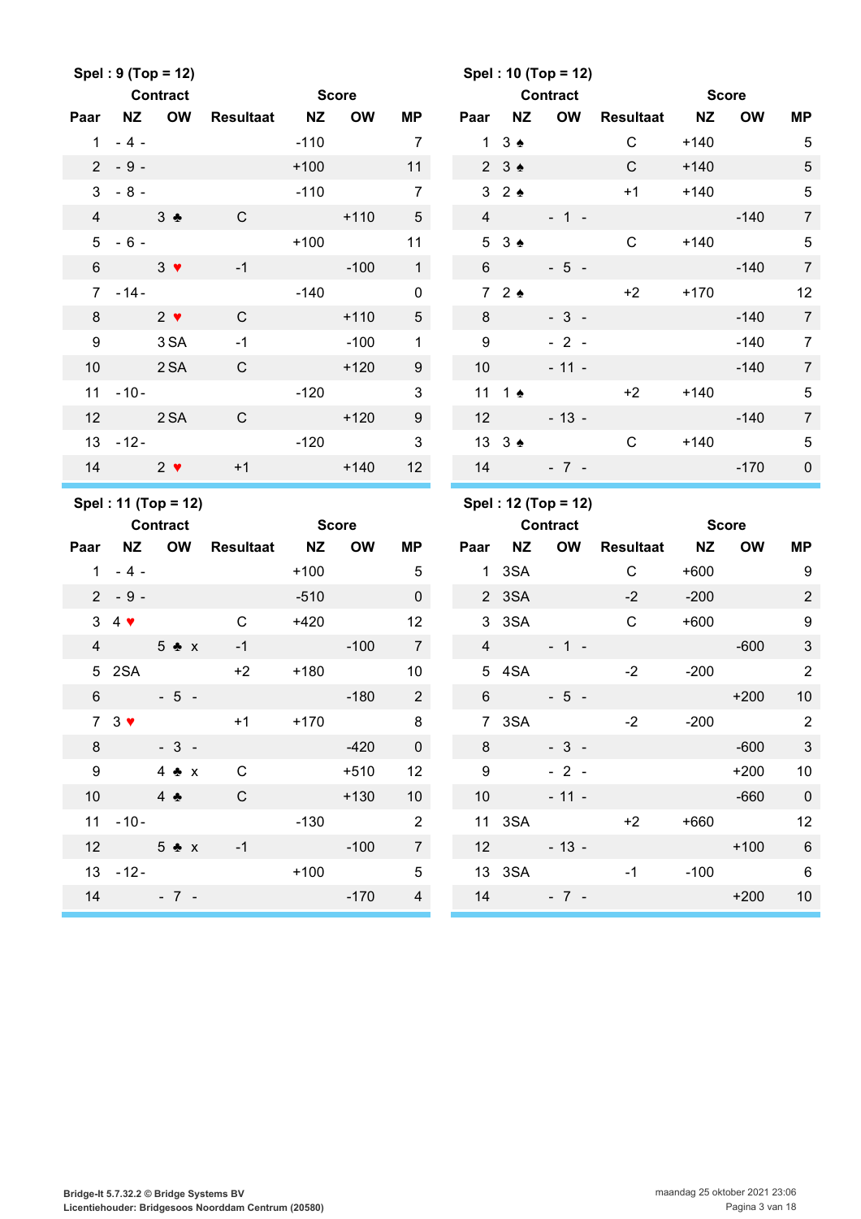**Spel : 9 (Top = 12)**

| Paar | Contract NZ | Contract OW | Resultaat | Score NZ | Score OW | MP |
|---|---|---|---|---|---|---|
| 1 | - 4 - | | | -110 | | 7 |
| 2 | - 9 - | | | +100 | | 11 |
| 3 | - 8 - | | | -110 | | 7 |
| 4 | | 3 ♣ | C | | +110 | 5 |
| 5 | - 6 - | | | +100 | | 11 |
| 6 | | 3 ♥ | -1 | | -100 | 1 |
| 7 | - 14 - | | | -140 | | 0 |
| 8 | | 2 ♥ | C | | +110 | 5 |
| 9 | | 3 SA | -1 | | -100 | 1 |
| 10 | | 2 SA | C | | +120 | 9 |
| 11 | - 10 - | | | -120 | | 3 |
| 12 | | 2 SA | C | | +120 | 9 |
| 13 | - 12 - | | | -120 | | 3 |
| 14 | | 2 ♥ | +1 | | +140 | 12 |

**Spel : 10 (Top = 12)**

| Paar | Contract NZ | Contract OW | Resultaat | Score NZ | Score OW | MP |
|---|---|---|---|---|---|---|
| 1 | 3 ♠ | | C | +140 | | 5 |
| 2 | 3 ♠ | | C | +140 | | 5 |
| 3 | 2 ♠ | | +1 | +140 | | 5 |
| 4 | | - 1 - | | | -140 | 7 |
| 5 | 3 ♠ | | C | +140 | | 5 |
| 6 | | - 5 - | | | -140 | 7 |
| 7 | 2 ♠ | | +2 | +170 | | 12 |
| 8 | | - 3 - | | | -140 | 7 |
| 9 | | - 2 - | | | -140 | 7 |
| 10 | | - 11 - | | | -140 | 7 |
| 11 | 1 ♠ | | +2 | +140 | | 5 |
| 12 | | - 13 - | | | -140 | 7 |
| 13 | 3 ♠ | | C | +140 | | 5 |
| 14 | | - 7 - | | | -170 | 0 |

**Spel : 11 (Top = 12)**

| Paar | Contract NZ | Contract OW | Resultaat | Score NZ | Score OW | MP |
|---|---|---|---|---|---|---|
| 1 | - 4 - | | | +100 | | 5 |
| 2 | - 9 - | | | -510 | | 0 |
| 3 | 4 ♥ | | C | +420 | | 12 |
| 4 | | 5 ♣ x | -1 | | -100 | 7 |
| 5 | 2SA | | +2 | +180 | | 10 |
| 6 | | - 5 - | | | -180 | 2 |
| 7 | 3 ♥ | | +1 | +170 | | 8 |
| 8 | | - 3 - | | | -420 | 0 |
| 9 | | 4 ♣ x | C | | +510 | 12 |
| 10 | | 4 ♣ | C | | +130 | 10 |
| 11 | - 10 - | | | -130 | | 2 |
| 12 | | 5 ♣ x | -1 | | -100 | 7 |
| 13 | - 12 - | | | +100 | | 5 |
| 14 | | - 7 - | | | -170 | 4 |

**Spel : 12 (Top = 12)**

| Paar | Contract NZ | Contract OW | Resultaat | Score NZ | Score OW | MP |
|---|---|---|---|---|---|---|
| 1 | 3SA | | C | +600 | | 9 |
| 2 | 3SA | | -2 | -200 | | 2 |
| 3 | 3SA | | C | +600 | | 9 |
| 4 | | - 1 - | | | -600 | 3 |
| 5 | 4SA | | -2 | -200 | | 2 |
| 6 | | - 5 - | | | +200 | 10 |
| 7 | 3SA | | -2 | -200 | | 2 |
| 8 | | - 3 - | | | -600 | 3 |
| 9 | | - 2 - | | | +200 | 10 |
| 10 | | - 11 - | | | -660 | 0 |
| 11 | 3SA | | +2 | +660 | | 12 |
| 12 | | - 13 - | | | +100 | 6 |
| 13 | 3SA | | -1 | -100 | | 6 |
| 14 | | - 7 - | | | +200 | 10 |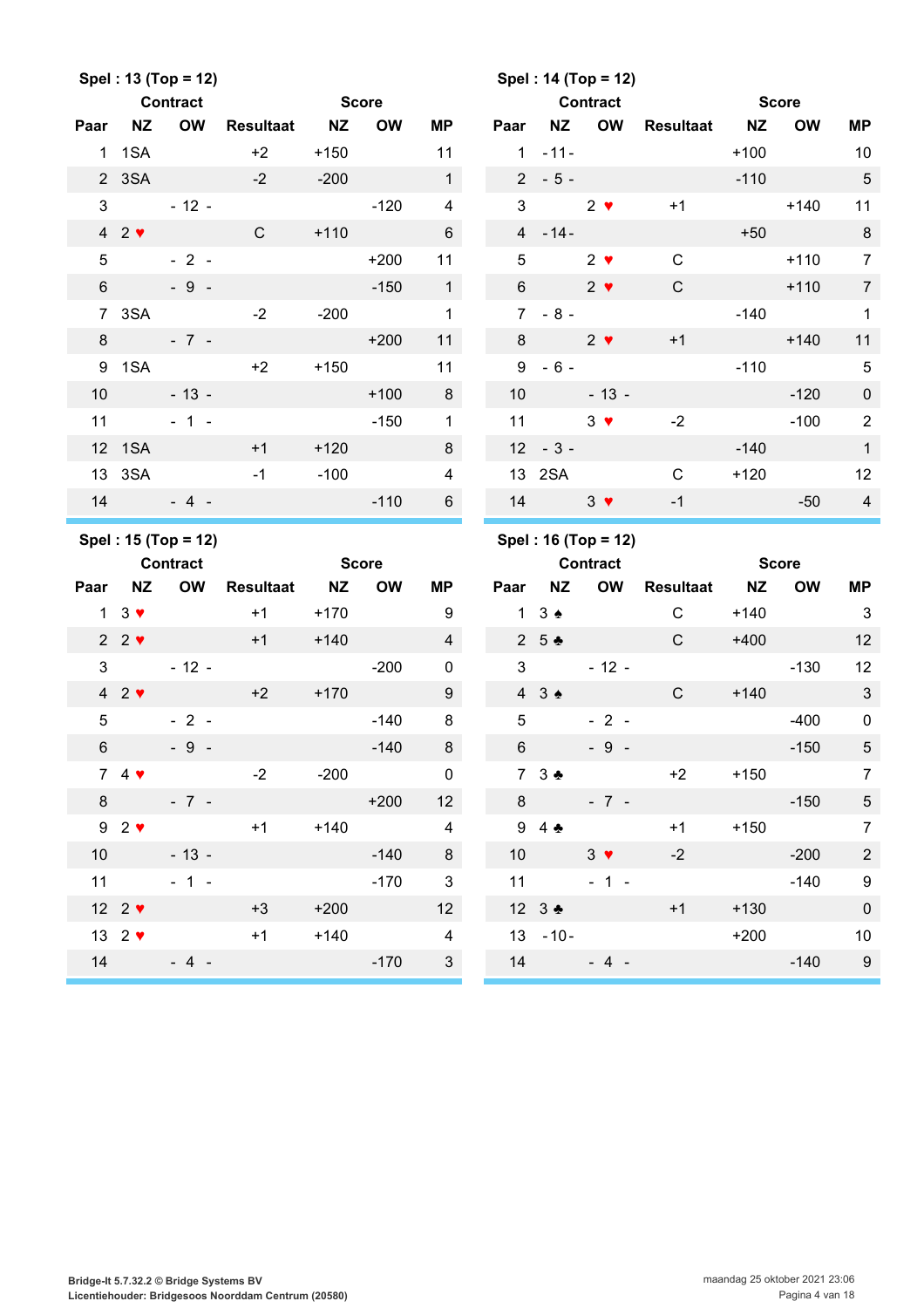**Spel : 13 (Top = 12)**

| Paar | Contract NZ | Contract OW | Resultaat | Score NZ | Score OW | MP |
|---|---|---|---|---|---|---|
| 1 | 1SA | | +2 | +150 | | 11 |
| 2 | 3SA | | -2 | -200 | | 1 |
| 3 | | - 12 - | | | -120 | 4 |
| 4 | 2 ♥ | | C | +110 | | 6 |
| 5 | | - 2 - | | | +200 | 11 |
| 6 | | - 9 - | | | -150 | 1 |
| 7 | 3SA | | -2 | -200 | | 1 |
| 8 | | - 7 - | | | +200 | 11 |
| 9 | 1SA | | +2 | +150 | | 11 |
| 10 | | - 13 - | | | +100 | 8 |
| 11 | | - 1 - | | | -150 | 1 |
| 12 | 1SA | | +1 | +120 | | 8 |
| 13 | 3SA | | -1 | -100 | | 4 |
| 14 | | - 4 - | | | -110 | 6 |

**Spel : 14 (Top = 12)**

| Paar | Contract NZ | Contract OW | Resultaat | Score NZ | Score OW | MP |
|---|---|---|---|---|---|---|
| 1 | - 11 - | | | +100 | | 10 |
| 2 | - 5 - | | | -110 | | 5 |
| 3 | | 2 ♥ | +1 | | +140 | 11 |
| 4 | - 14 - | | | +50 | | 8 |
| 5 | | 2 ♥ | C | | +110 | 7 |
| 6 | | 2 ♥ | C | | +110 | 7 |
| 7 | - 8 - | | | -140 | | 1 |
| 8 | | 2 ♥ | +1 | | +140 | 11 |
| 9 | - 6 - | | | -110 | | 5 |
| 10 | | - 13 - | | | -120 | 0 |
| 11 | | 3 ♥ | -2 | | -100 | 2 |
| 12 | - 3 - | | | -140 | | 1 |
| 13 | 2SA | | C | +120 | | 12 |
| 14 | | 3 ♥ | -1 | | -50 | 4 |

**Spel : 15 (Top = 12)**

| Paar | Contract NZ | Contract OW | Resultaat | Score NZ | Score OW | MP |
|---|---|---|---|---|---|---|
| 1 | 3 ♥ | | +1 | +170 | | 9 |
| 2 | 2 ♥ | | +1 | +140 | | 4 |
| 3 | | - 12 - | | | -200 | 0 |
| 4 | 2 ♥ | | +2 | +170 | | 9 |
| 5 | | - 2 - | | | -140 | 8 |
| 6 | | - 9 - | | | -140 | 8 |
| 7 | 4 ♥ | | -2 | -200 | | 0 |
| 8 | | - 7 - | | | +200 | 12 |
| 9 | 2 ♥ | | +1 | +140 | | 4 |
| 10 | | - 13 - | | | -140 | 8 |
| 11 | | - 1 - | | | -170 | 3 |
| 12 | 2 ♥ | | +3 | +200 | | 12 |
| 13 | 2 ♥ | | +1 | +140 | | 4 |
| 14 | | - 4 - | | | -170 | 3 |

**Spel : 16 (Top = 12)**

| Paar | Contract NZ | Contract OW | Resultaat | Score NZ | Score OW | MP |
|---|---|---|---|---|---|---|
| 1 | 3 ♠ | | C | +140 | | 3 |
| 2 | 5 ♣ | | C | +400 | | 12 |
| 3 | | - 12 - | | | -130 | 12 |
| 4 | 3 ♠ | | C | +140 | | 3 |
| 5 | | - 2 - | | | -400 | 0 |
| 6 | | - 9 - | | | -150 | 5 |
| 7 | 3 ♣ | | +2 | +150 | | 7 |
| 8 | | - 7 - | | | -150 | 5 |
| 9 | 4 ♣ | | +1 | +150 | | 7 |
| 10 | | 3 ♥ | -2 | | -200 | 2 |
| 11 | | - 1 - | | | -140 | 9 |
| 12 | 3 ♣ | | +1 | +130 | | 0 |
| 13 | - 10 - | | | +200 | | 10 |
| 14 | | - 4 - | | | -140 | 9 |

Bridge-It 5.7.32.2 © Bridge Systems BV
Licentiehouder: Bridgesoos Noorddam Centrum (20580)

maandag 25 oktober 2021 23:06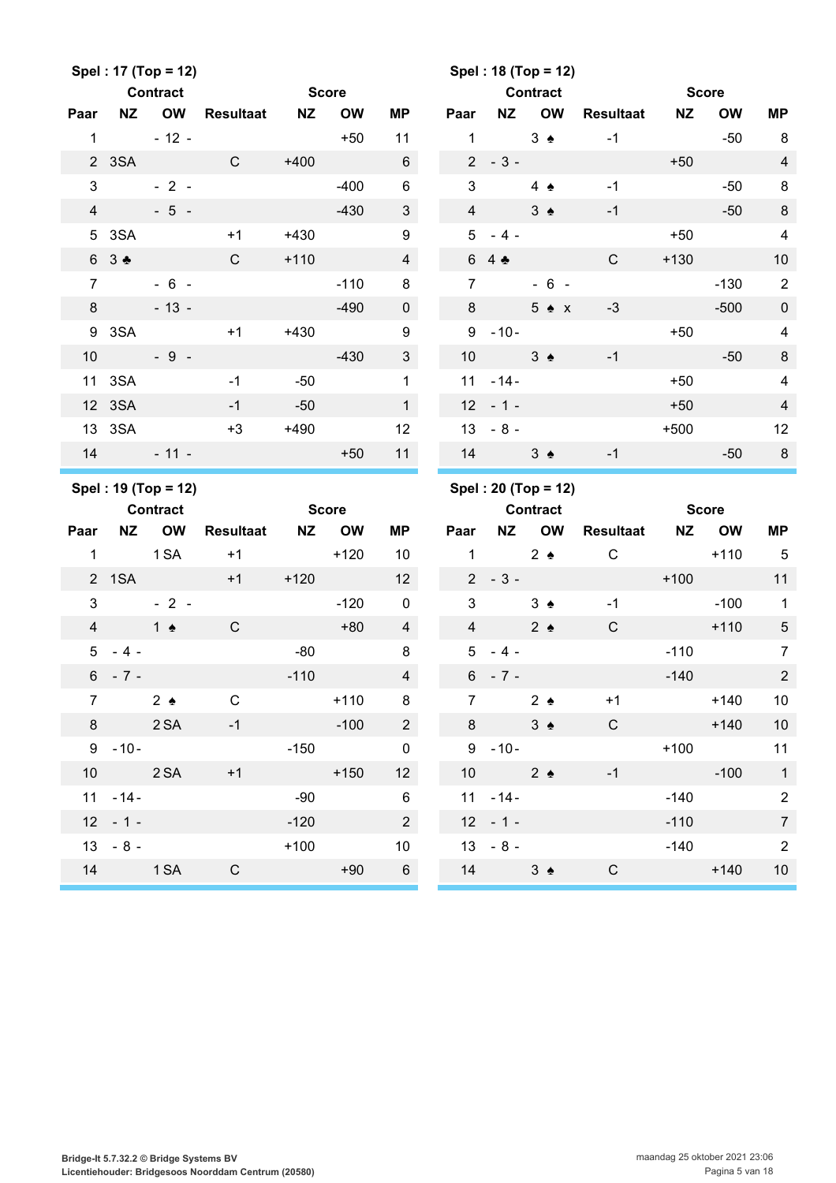**Spel : 17 (Top = 12)**

| Paar | Contract NZ | Contract OW | Resultaat | Score NZ | Score OW | MP |
|---|---|---|---|---|---|---|
| 1 | | - 12 - | | | +50 | 11 |
| 2 | 3SA | | C | +400 | | 6 |
| 3 | | - 2 - | | | -400 | 6 |
| 4 | | - 5 - | | | -430 | 3 |
| 5 | 3SA | | +1 | +430 | | 9 |
| 6 | 3 ♣ | | C | +110 | | 4 |
| 7 | | - 6 - | | | -110 | 8 |
| 8 | | - 13 - | | | -490 | 0 |
| 9 | 3SA | | +1 | +430 | | 9 |
| 10 | | - 9 - | | | -430 | 3 |
| 11 | 3SA | | -1 | -50 | | 1 |
| 12 | 3SA | | -1 | -50 | | 1 |
| 13 | 3SA | | +3 | +490 | | 12 |
| 14 | | - 11 - | | | +50 | 11 |

**Spel : 18 (Top = 12)**

| Paar | Contract NZ | Contract OW | Resultaat | Score NZ | Score OW | MP |
|---|---|---|---|---|---|---|
| 1 | | 3 ♠ | -1 | | -50 | 8 |
| 2 | - 3 - | | | +50 | | 4 |
| 3 | | 4 ♠ | -1 | | -50 | 8 |
| 4 | | 3 ♠ | -1 | | -50 | 8 |
| 5 | - 4 - | | | +50 | | 4 |
| 6 | 4 ♣ | | C | +130 | | 10 |
| 7 | | - 6 - | | | -130 | 2 |
| 8 | | 5 ♠ x | -3 | | -500 | 0 |
| 9 | - 10 - | | | +50 | | 4 |
| 10 | | 3 ♠ | -1 | | -50 | 8 |
| 11 | - 14 - | | | +50 | | 4 |
| 12 | - 1 - | | | +50 | | 4 |
| 13 | - 8 - | | | +500 | | 12 |
| 14 | | 3 ♠ | -1 | | -50 | 8 |

**Spel : 19 (Top = 12)**

| Paar | Contract NZ | Contract OW | Resultaat | Score NZ | Score OW | MP |
|---|---|---|---|---|---|---|
| 1 | | 1 SA | +1 | | +120 | 10 |
| 2 | 1SA | | +1 | +120 | | 12 |
| 3 | | - 2 - | | | -120 | 0 |
| 4 | | 1 ♠ | C | | +80 | 4 |
| 5 | - 4 - | | | -80 | | 8 |
| 6 | - 7 - | | | -110 | | 4 |
| 7 | | 2 ♠ | C | | +110 | 8 |
| 8 | | 2 SA | -1 | | -100 | 2 |
| 9 | - 10 - | | | -150 | | 0 |
| 10 | | 2 SA | +1 | | +150 | 12 |
| 11 | - 14 - | | | -90 | | 6 |
| 12 | - 1 - | | | -120 | | 2 |
| 13 | - 8 - | | | +100 | | 10 |
| 14 | | 1 SA | C | | +90 | 6 |

**Spel : 20 (Top = 12)**

| Paar | Contract NZ | Contract OW | Resultaat | Score NZ | Score OW | MP |
|---|---|---|---|---|---|---|
| 1 | | 2 ♠ | C | | +110 | 5 |
| 2 | - 3 - | | | +100 | | 11 |
| 3 | | 3 ♠ | -1 | | -100 | 1 |
| 4 | | 2 ♠ | C | | +110 | 5 |
| 5 | - 4 - | | | -110 | | 7 |
| 6 | - 7 - | | | -140 | | 2 |
| 7 | | 2 ♠ | +1 | | +140 | 10 |
| 8 | | 3 ♠ | C | | +140 | 10 |
| 9 | - 10 - | | | +100 | | 11 |
| 10 | | 2 ♠ | -1 | | -100 | 1 |
| 11 | - 14 - | | | -140 | | 2 |
| 12 | - 1 - | | | -110 | | 7 |
| 13 | - 8 - | | | -140 | | 2 |
| 14 | | 3 ♠ | C | | +140 | 10 |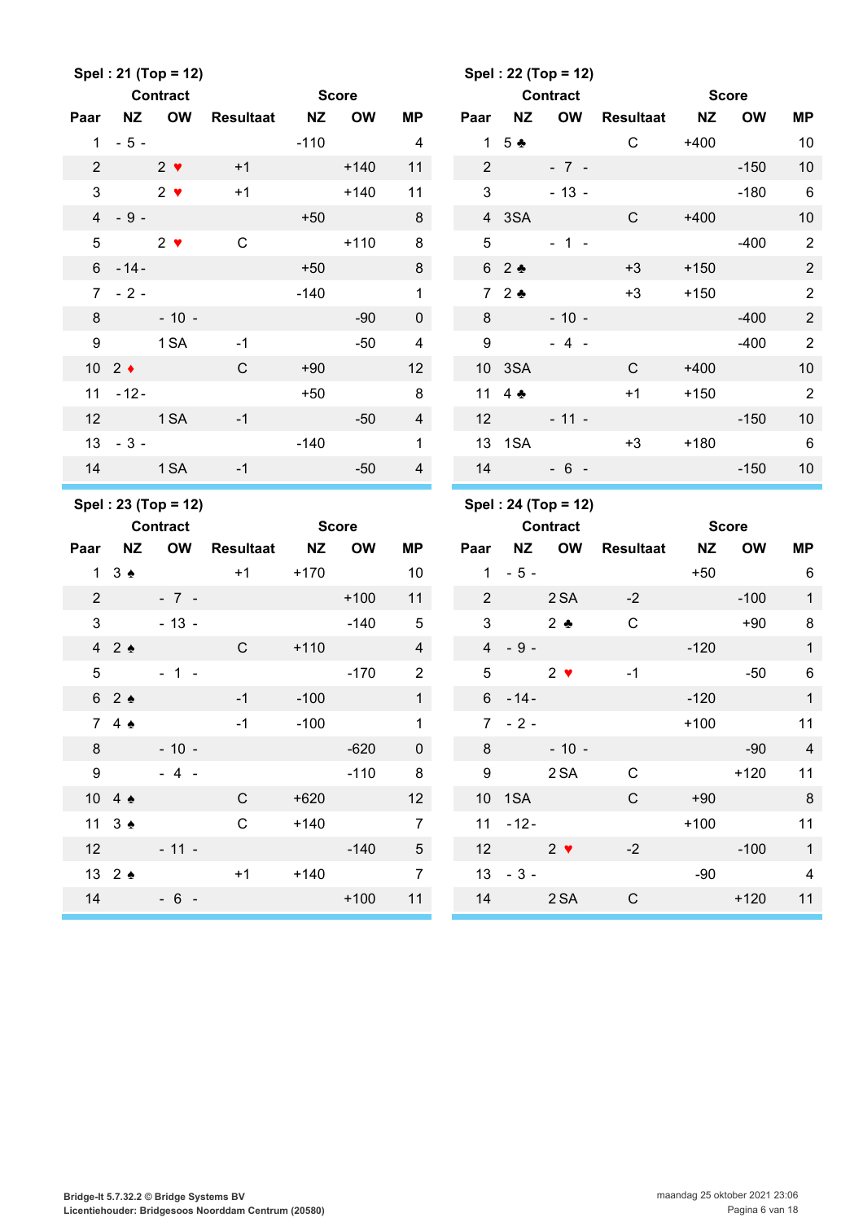**Spel : 21 (Top = 12)**

| Paar | Contract NZ | Contract OW | Resultaat | Score NZ | Score OW | MP |
|---|---|---|---|---|---|---|
| 1 | - 5 - | | | -110 | | 4 |
| 2 | | 2 ♥ | +1 | | +140 | 11 |
| 3 | | 2 ♥ | +1 | | +140 | 11 |
| 4 | - 9 - | | | +50 | | 8 |
| 5 | | 2 ♥ | C | | +110 | 8 |
| 6 | - 14 - | | | +50 | | 8 |
| 7 | - 2 - | | | -140 | | 1 |
| 8 | | - 10 - | | | -90 | 0 |
| 9 | | 1 SA | -1 | | -50 | 4 |
| 10 | 2 ♦ | | C | +90 | | 12 |
| 11 | - 12 - | | | +50 | | 8 |
| 12 | | 1 SA | -1 | | -50 | 4 |
| 13 | - 3 - | | | -140 | | 1 |
| 14 | | 1 SA | -1 | | -50 | 4 |

**Spel : 22 (Top = 12)**

| Paar | Contract NZ | Contract OW | Resultaat | Score NZ | Score OW | MP |
|---|---|---|---|---|---|---|
| 1 | 5 ♣ | | C | +400 | | 10 |
| 2 | | - 7 - | | | -150 | 10 |
| 3 | | - 13 - | | | -180 | 6 |
| 4 | 3SA | | C | +400 | | 10 |
| 5 | | - 1 - | | | -400 | 2 |
| 6 | 2 ♣ | | +3 | +150 | | 2 |
| 7 | 2 ♣ | | +3 | +150 | | 2 |
| 8 | | - 10 - | | | -400 | 2 |
| 9 | | - 4 - | | | -400 | 2 |
| 10 | 3SA | | C | +400 | | 10 |
| 11 | 4 ♣ | | +1 | +150 | | 2 |
| 12 | | - 11 - | | | -150 | 10 |
| 13 | 1SA | | +3 | +180 | | 6 |
| 14 | | - 6 - | | | -150 | 10 |

**Spel : 23 (Top = 12)**

| Paar | Contract NZ | Contract OW | Resultaat | Score NZ | Score OW | MP |
|---|---|---|---|---|---|---|
| 1 | 3 ♠ | | +1 | +170 | | 10 |
| 2 | | - 7 - | | | +100 | 11 |
| 3 | | - 13 - | | | -140 | 5 |
| 4 | 2 ♠ | | C | +110 | | 4 |
| 5 | | - 1 - | | | -170 | 2 |
| 6 | 2 ♠ | | -1 | -100 | | 1 |
| 7 | 4 ♠ | | -1 | -100 | | 1 |
| 8 | | - 10 - | | | -620 | 0 |
| 9 | | - 4 - | | | -110 | 8 |
| 10 | 4 ♠ | | C | +620 | | 12 |
| 11 | 3 ♠ | | C | +140 | | 7 |
| 12 | | - 11 - | | | -140 | 5 |
| 13 | 2 ♠ | | +1 | +140 | | 7 |
| 14 | | - 6 - | | | +100 | 11 |

**Spel : 24 (Top = 12)**

| Paar | Contract NZ | Contract OW | Resultaat | Score NZ | Score OW | MP |
|---|---|---|---|---|---|---|
| 1 | - 5 - | | | +50 | | 6 |
| 2 | | 2 SA | -2 | | -100 | 1 |
| 3 | | 2 ♣ | C | | +90 | 8 |
| 4 | - 9 - | | | -120 | | 1 |
| 5 | | 2 ♥ | -1 | | -50 | 6 |
| 6 | - 14 - | | | -120 | | 1 |
| 7 | - 2 - | | | +100 | | 11 |
| 8 | | - 10 - | | | -90 | 4 |
| 9 | | 2 SA | C | | +120 | 11 |
| 10 | 1SA | | C | +90 | | 8 |
| 11 | - 12 - | | | +100 | | 11 |
| 12 | | 2 ♥ | -2 | | -100 | 1 |
| 13 | - 3 - | | | -90 | | 4 |
| 14 | | 2 SA | C | | +120 | 11 |

Bridge-It 5.7.32.2 © Bridge Systems BV
Licentiehouder: Bridgesoos Noorddam Centrum (20580)

maandag 25 oktober 2021 23:06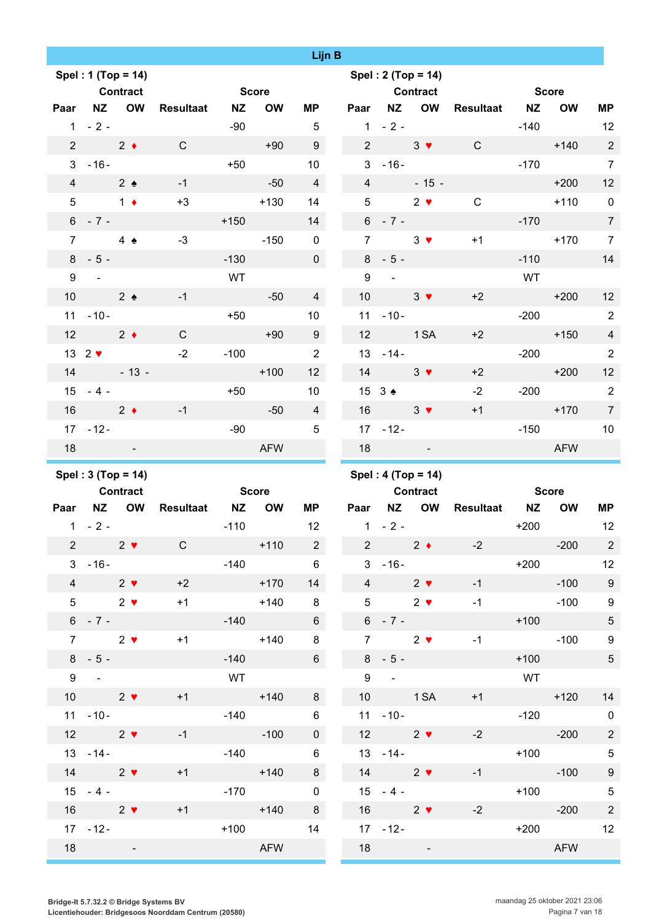## Lijn B

### Spel : 1 (Top = 14)

| Paar | Contract NZ | Contract OW | Resultaat | Score NZ | Score OW | MP |
|---|---|---|---|---|---|---|
| 1 | - 2 - | | | -90 | | 5 |
| 2 | | 2 ♦ | C | | +90 | 9 |
| 3 | -16- | | | +50 | | 10 |
| 4 | | 2 ♠ | -1 | | -50 | 4 |
| 5 | | 1 ♦ | +3 | | +130 | 14 |
| 6 | - 7 - | | | +150 | | 14 |
| 7 | | 4 ♠ | -3 | | -150 | 0 |
| 8 | - 5 - | | | -130 | | 0 |
| 9 | - | | | WT | | |
| 10 | | 2 ♠ | -1 | | -50 | 4 |
| 11 | -10- | | | +50 | | 10 |
| 12 | | 2 ♦ | C | | +90 | 9 |
| 13 | 2 ♥ | | -2 | -100 | | 2 |
| 14 | | - 13 - | | | +100 | 12 |
| 15 | - 4 - | | | +50 | | 10 |
| 16 | | 2 ♦ | -1 | | -50 | 4 |
| 17 | -12- | | | -90 | | 5 |
| 18 | | - | | | AFW | |

### Spel : 2 (Top = 14)

| Paar | Contract NZ | Contract OW | Resultaat | Score NZ | Score OW | MP |
|---|---|---|---|---|---|---|
| 1 | - 2 - | | | -140 | | 12 |
| 2 | | 3 ♥ | C | | +140 | 2 |
| 3 | -16- | | | -170 | | 7 |
| 4 | | - 15 - | | | +200 | 12 |
| 5 | | 2 ♥ | C | | +110 | 0 |
| 6 | - 7 - | | | -170 | | 7 |
| 7 | | 3 ♥ | +1 | | +170 | 7 |
| 8 | - 5 - | | | -110 | | 14 |
| 9 | - | | | WT | | |
| 10 | | 3 ♥ | +2 | | +200 | 12 |
| 11 | -10- | | | -200 | | 2 |
| 12 | | 1 SA | +2 | | +150 | 4 |
| 13 | -14- | | | -200 | | 2 |
| 14 | | 3 ♥ | +2 | | +200 | 12 |
| 15 | 3 ♠ | | -2 | -200 | | 2 |
| 16 | | 3 ♥ | +1 | | +170 | 7 |
| 17 | -12- | | | -150 | | 10 |
| 18 | | - | | | AFW | |

### Spel : 3 (Top = 14)

| Paar | Contract NZ | Contract OW | Resultaat | Score NZ | Score OW | MP |
|---|---|---|---|---|---|---|
| 1 | - 2 - | | | -110 | | 12 |
| 2 | | 2 ♥ | C | | +110 | 2 |
| 3 | -16- | | | -140 | | 6 |
| 4 | | 2 ♥ | +2 | | +170 | 14 |
| 5 | | 2 ♥ | +1 | | +140 | 8 |
| 6 | - 7 - | | | -140 | | 6 |
| 7 | | 2 ♥ | +1 | | +140 | 8 |
| 8 | - 5 - | | | -140 | | 6 |
| 9 | - | | | WT | | |
| 10 | | 2 ♥ | +1 | | +140 | 8 |
| 11 | -10- | | | -140 | | 6 |
| 12 | | 2 ♥ | -1 | | -100 | 0 |
| 13 | -14- | | | -140 | | 6 |
| 14 | | 2 ♥ | +1 | | +140 | 8 |
| 15 | - 4 - | | | -170 | | 0 |
| 16 | | 2 ♥ | +1 | | +140 | 8 |
| 17 | -12- | | | +100 | | 14 |
| 18 | | - | | | AFW | |

### Spel : 4 (Top = 14)

| Paar | Contract NZ | Contract OW | Resultaat | Score NZ | Score OW | MP |
|---|---|---|---|---|---|---|
| 1 | - 2 - | | | +200 | | 12 |
| 2 | | 2 ♦ | -2 | | -200 | 2 |
| 3 | -16- | | | +200 | | 12 |
| 4 | | 2 ♥ | -1 | | -100 | 9 |
| 5 | | 2 ♥ | -1 | | -100 | 9 |
| 6 | - 7 - | | | +100 | | 5 |
| 7 | | 2 ♥ | -1 | | -100 | 9 |
| 8 | - 5 - | | | +100 | | 5 |
| 9 | - | | | WT | | |
| 10 | | 1 SA | +1 | | +120 | 14 |
| 11 | -10- | | | -120 | | 0 |
| 12 | | 2 ♥ | -2 | | -200 | 2 |
| 13 | -14- | | | +100 | | 5 |
| 14 | | 2 ♥ | -1 | | -100 | 9 |
| 15 | - 4 - | | | +100 | | 5 |
| 16 | | 2 ♥ | -2 | | -200 | 2 |
| 17 | -12- | | | +200 | | 12 |
| 18 | | - | | | AFW | |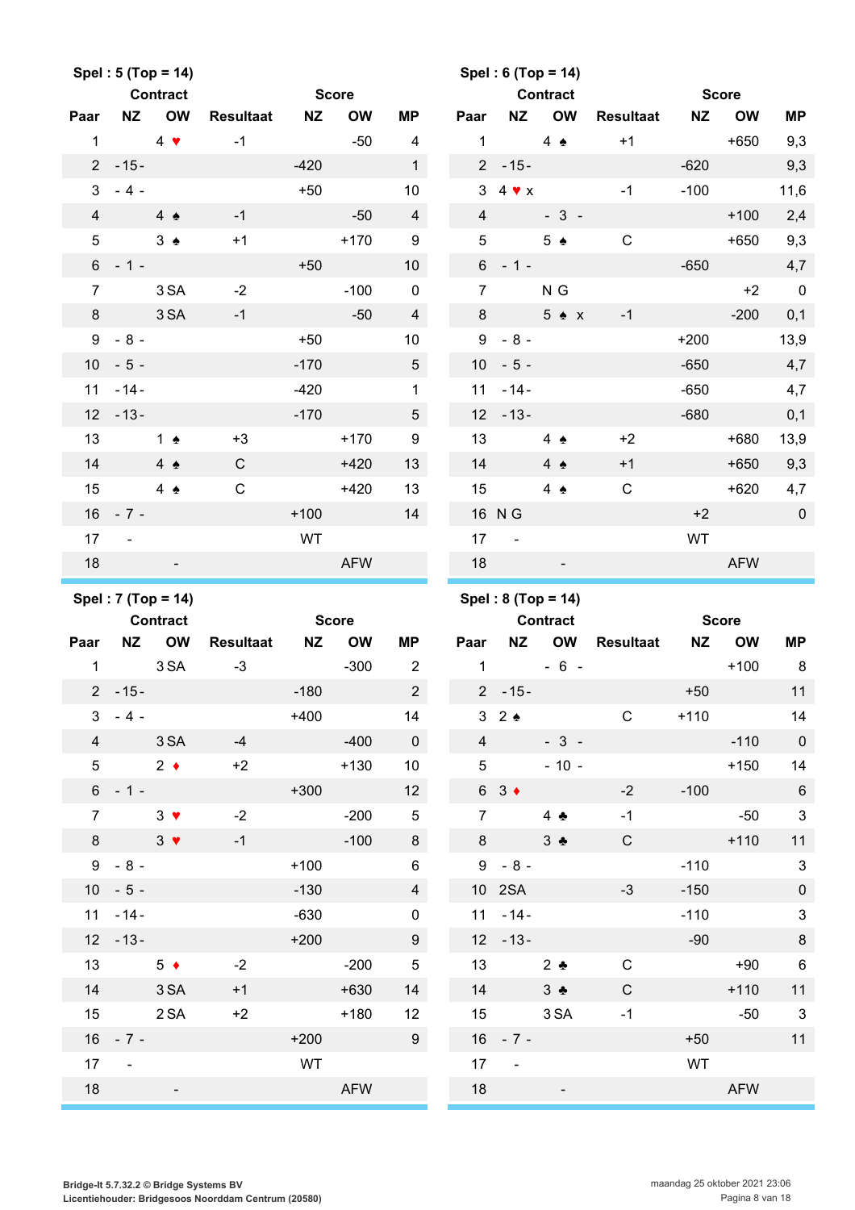**Spel : 5 (Top = 14)**

| Paar | Contract NZ | Contract OW | Resultaat | Score NZ | Score OW | MP |
|---|---|---|---|---|---|---|
| 1 | | 4 ♥ | -1 | | -50 | 4 |
| 2 | -15- | | | -420 | | 1 |
| 3 | - 4 - | | | +50 | | 10 |
| 4 | | 4 ♠ | -1 | | -50 | 4 |
| 5 | | 3 ♠ | +1 | | +170 | 9 |
| 6 | - 1 - | | | +50 | | 10 |
| 7 | | 3 SA | -2 | | -100 | 0 |
| 8 | | 3 SA | -1 | | -50 | 4 |
| 9 | - 8 - | | | +50 | | 10 |
| 10 | - 5 - | | | -170 | | 5 |
| 11 | -14- | | | -420 | | 1 |
| 12 | -13- | | | -170 | | 5 |
| 13 | | 1 ♠ | +3 | | +170 | 9 |
| 14 | | 4 ♠ | C | | +420 | 13 |
| 15 | | 4 ♠ | C | | +420 | 13 |
| 16 | - 7 - | | | +100 | | 14 |
| 17 | - | | | WT | | |
| 18 | | - | | | AFW | |

**Spel : 6 (Top = 14)**

| Paar | Contract NZ | Contract OW | Resultaat | Score NZ | Score OW | MP |
|---|---|---|---|---|---|---|
| 1 | | 4 ♠ | +1 | | +650 | 9,3 |
| 2 | -15- | | | -620 | | 9,3 |
| 3 | 4 ♥ x | | -1 | -100 | | 11,6 |
| 4 | | - 3 - | | | +100 | 2,4 |
| 5 | | 5 ♠ | C | | +650 | 9,3 |
| 6 | - 1 - | | | -650 | | 4,7 |
| 7 | | N G | | | +2 | 0 |
| 8 | | 5 ♠ x | -1 | | -200 | 0,1 |
| 9 | - 8 - | | | +200 | | 13,9 |
| 10 | - 5 - | | | -650 | | 4,7 |
| 11 | -14- | | | -650 | | 4,7 |
| 12 | -13- | | | -680 | | 0,1 |
| 13 | | 4 ♠ | +2 | | +680 | 13,9 |
| 14 | | 4 ♠ | +1 | | +650 | 9,3 |
| 15 | | 4 ♠ | C | | +620 | 4,7 |
| 16 | N G | | | +2 | | 0 |
| 17 | - | | | WT | | |
| 18 | | - | | | AFW | |

**Spel : 7 (Top = 14)**

| Paar | Contract NZ | Contract OW | Resultaat | Score NZ | Score OW | MP |
|---|---|---|---|---|---|---|
| 1 | | 3 SA | -3 | | -300 | 2 |
| 2 | -15- | | | -180 | | 2 |
| 3 | - 4 - | | | +400 | | 14 |
| 4 | | 3 SA | -4 | | -400 | 0 |
| 5 | | 2 ♦ | +2 | | +130 | 10 |
| 6 | - 1 - | | | +300 | | 12 |
| 7 | | 3 ♥ | -2 | | -200 | 5 |
| 8 | | 3 ♥ | -1 | | -100 | 8 |
| 9 | - 8 - | | | +100 | | 6 |
| 10 | - 5 - | | | -130 | | 4 |
| 11 | -14- | | | -630 | | 0 |
| 12 | -13- | | | +200 | | 9 |
| 13 | | 5 ♦ | -2 | | -200 | 5 |
| 14 | | 3 SA | +1 | | +630 | 14 |
| 15 | | 2 SA | +2 | | +180 | 12 |
| 16 | - 7 - | | | +200 | | 9 |
| 17 | - | | | WT | | |
| 18 | | - | | | AFW | |

**Spel : 8 (Top = 14)**

| Paar | Contract NZ | Contract OW | Resultaat | Score NZ | Score OW | MP |
|---|---|---|---|---|---|---|
| 1 | | - 6 - | | | +100 | 8 |
| 2 | -15- | | | +50 | | 11 |
| 3 | 2 ♠ | | C | +110 | | 14 |
| 4 | | - 3 - | | | -110 | 0 |
| 5 | | - 10 - | | | +150 | 14 |
| 6 | 3 ♦ | | -2 | -100 | | 6 |
| 7 | | 4 ♣ | -1 | | -50 | 3 |
| 8 | | 3 ♣ | C | | +110 | 11 |
| 9 | - 8 - | | | -110 | | 3 |
| 10 | 2SA | | -3 | -150 | | 0 |
| 11 | -14- | | | -110 | | 3 |
| 12 | -13- | | | -90 | | 8 |
| 13 | | 2 ♣ | C | | +90 | 6 |
| 14 | | 3 ♣ | C | | +110 | 11 |
| 15 | | 3 SA | -1 | | -50 | 3 |
| 16 | - 7 - | | | +50 | | 11 |
| 17 | - | | | WT | | |
| 18 | | - | | | AFW | |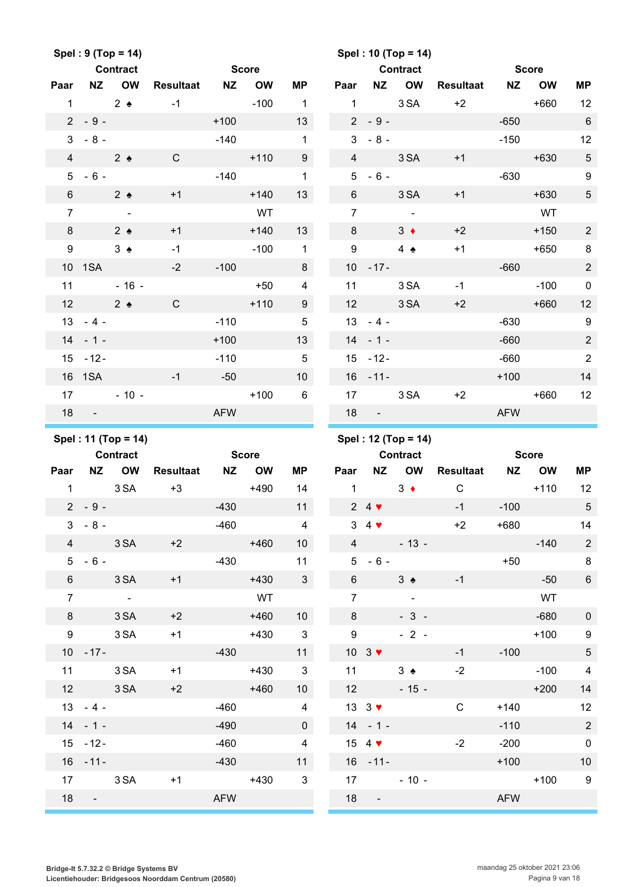**Spel : 9 (Top = 14)**

| Paar | Contract NZ | Contract OW | Resultaat | Score NZ | Score OW | MP |
|---|---|---|---|---|---|---|
| 1 | | 2 ♠ | -1 | | -100 | 1 |
| 2 | - 9 - | | | +100 | | 13 |
| 3 | - 8 - | | | -140 | | 1 |
| 4 | | 2 ♠ | C | | +110 | 9 |
| 5 | - 6 - | | | -140 | | 1 |
| 6 | | 2 ♠ | +1 | | +140 | 13 |
| 7 | | - | | | WT | |
| 8 | | 2 ♠ | +1 | | +140 | 13 |
| 9 | | 3 ♠ | -1 | | -100 | 1 |
| 10 | 1SA | | -2 | -100 | | 8 |
| 11 | | - 16 - | | | +50 | 4 |
| 12 | | 2 ♠ | C | | +110 | 9 |
| 13 | - 4 - | | | -110 | | 5 |
| 14 | - 1 - | | | +100 | | 13 |
| 15 | - 12 - | | | -110 | | 5 |
| 16 | 1SA | | -1 | -50 | | 10 |
| 17 | | - 10 - | | | +100 | 6 |
| 18 | - | | | AFW | | |

**Spel : 10 (Top = 14)**

| Paar | Contract NZ | Contract OW | Resultaat | Score NZ | Score OW | MP |
|---|---|---|---|---|---|---|
| 1 | | 3 SA | +2 | | +660 | 12 |
| 2 | - 9 - | | | -650 | | 6 |
| 3 | - 8 - | | | -150 | | 12 |
| 4 | | 3 SA | +1 | | +630 | 5 |
| 5 | - 6 - | | | -630 | | 9 |
| 6 | | 3 SA | +1 | | +630 | 5 |
| 7 | | - | | | WT | |
| 8 | | 3 ♦ | +2 | | +150 | 2 |
| 9 | | 4 ♠ | +1 | | +650 | 8 |
| 10 | - 17 - | | | -660 | | 2 |
| 11 | | 3 SA | -1 | | -100 | 0 |
| 12 | | 3 SA | +2 | | +660 | 12 |
| 13 | - 4 - | | | -630 | | 9 |
| 14 | - 1 - | | | -660 | | 2 |
| 15 | - 12 - | | | -660 | | 2 |
| 16 | - 11 - | | | +100 | | 14 |
| 17 | | 3 SA | +2 | | +660 | 12 |
| 18 | - | | | AFW | | |

**Spel : 11 (Top = 14)**

| Paar | Contract NZ | Contract OW | Resultaat | Score NZ | Score OW | MP |
|---|---|---|---|---|---|---|
| 1 | | 3 SA | +3 | | +490 | 14 |
| 2 | - 9 - | | | -430 | | 11 |
| 3 | - 8 - | | | -460 | | 4 |
| 4 | | 3 SA | +2 | | +460 | 10 |
| 5 | - 6 - | | | -430 | | 11 |
| 6 | | 3 SA | +1 | | +430 | 3 |
| 7 | | - | | | WT | |
| 8 | | 3 SA | +2 | | +460 | 10 |
| 9 | | 3 SA | +1 | | +430 | 3 |
| 10 | - 17 - | | | -430 | | 11 |
| 11 | | 3 SA | +1 | | +430 | 3 |
| 12 | | 3 SA | +2 | | +460 | 10 |
| 13 | - 4 - | | | -460 | | 4 |
| 14 | - 1 - | | | -490 | | 0 |
| 15 | - 12 - | | | -460 | | 4 |
| 16 | - 11 - | | | -430 | | 11 |
| 17 | | 3 SA | +1 | | +430 | 3 |
| 18 | - | | | AFW | | |

**Spel : 12 (Top = 14)**

| Paar | Contract NZ | Contract OW | Resultaat | Score NZ | Score OW | MP |
|---|---|---|---|---|---|---|
| 1 | | 3 ♦ | C | | +110 | 12 |
| 2 | 4 ♥ | | -1 | -100 | | 5 |
| 3 | 4 ♥ | | +2 | +680 | | 14 |
| 4 | | - 13 - | | | -140 | 2 |
| 5 | - 6 - | | | +50 | | 8 |
| 6 | | 3 ♠ | -1 | | -50 | 6 |
| 7 | | - | | | WT | |
| 8 | | - 3 - | | | -680 | 0 |
| 9 | | - 2 - | | | +100 | 9 |
| 10 | 3 ♥ | | -1 | -100 | | 5 |
| 11 | | 3 ♠ | -2 | | -100 | 4 |
| 12 | | - 15 - | | | +200 | 14 |
| 13 | 3 ♥ | | C | +140 | | 12 |
| 14 | - 1 - | | | -110 | | 2 |
| 15 | 4 ♥ | | -2 | -200 | | 0 |
| 16 | - 11 - | | | +100 | | 10 |
| 17 | | - 10 - | | | +100 | 9 |
| 18 | - | | | AFW | | |

**Bridge-It 5.7.32.2 © Bridge Systems BV**
**Licentiehouder: Bridgesoos Noorddam Centrum (20580)**

maandag 25 oktober 2021 23:06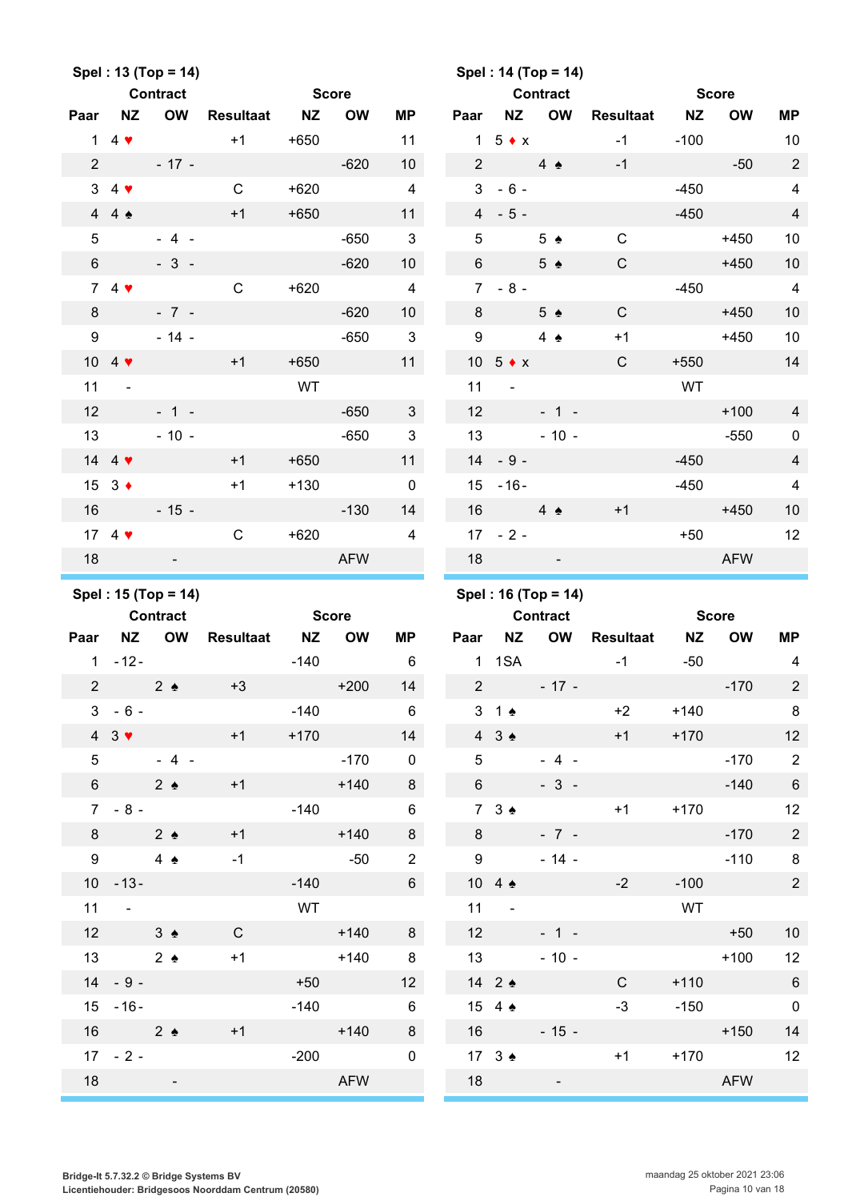**Spel : 13 (Top = 14)**

| Paar | Contract NZ | Contract OW | Resultaat | Score NZ | Score OW | MP |
|---|---|---|---|---|---|---|
| 1 | 4 ♥ | | +1 | +650 | | 11 |
| 2 | | - 17 - | | | -620 | 10 |
| 3 | 4 ♥ | | C | +620 | | 4 |
| 4 | 4 ♠ | | +1 | +650 | | 11 |
| 5 | | - 4 - | | | -650 | 3 |
| 6 | | - 3 - | | | -620 | 10 |
| 7 | 4 ♥ | | C | +620 | | 4 |
| 8 | | - 7 - | | | -620 | 10 |
| 9 | | - 14 - | | | -650 | 3 |
| 10 | 4 ♥ | | +1 | +650 | | 11 |
| 11 | - | | | WT | | |
| 12 | | - 1 - | | | -650 | 3 |
| 13 | | - 10 - | | | -650 | 3 |
| 14 | 4 ♥ | | +1 | +650 | | 11 |
| 15 | 3 ♦ | | +1 | +130 | | 0 |
| 16 | | - 15 - | | | -130 | 14 |
| 17 | 4 ♥ | | C | +620 | | 4 |
| 18 | | - | | | AFW | |

**Spel : 14 (Top = 14)**

| Paar | Contract NZ | Contract OW | Resultaat | Score NZ | Score OW | MP |
|---|---|---|---|---|---|---|
| 1 | 5 ♦ x | | -1 | -100 | | 10 |
| 2 | | 4 ♠ | -1 | | -50 | 2 |
| 3 | - 6 - | | | -450 | | 4 |
| 4 | - 5 - | | | -450 | | 4 |
| 5 | | 5 ♠ | C | | +450 | 10 |
| 6 | | 5 ♠ | C | | +450 | 10 |
| 7 | - 8 - | | | -450 | | 4 |
| 8 | | 5 ♠ | C | | +450 | 10 |
| 9 | | 4 ♠ | +1 | | +450 | 10 |
| 10 | 5 ♦ x | | C | +550 | | 14 |
| 11 | - | | | WT | | |
| 12 | | - 1 - | | | +100 | 4 |
| 13 | | - 10 - | | | -550 | 0 |
| 14 | - 9 - | | | -450 | | 4 |
| 15 | -16- | | | -450 | | 4 |
| 16 | | 4 ♠ | +1 | | +450 | 10 |
| 17 | - 2 - | | | +50 | | 12 |
| 18 | | - | | | AFW | |

**Spel : 15 (Top = 14)**

| Paar | Contract NZ | Contract OW | Resultaat | Score NZ | Score OW | MP |
|---|---|---|---|---|---|---|
| 1 | -12- | | | -140 | | 6 |
| 2 | | 2 ♠ | +3 | | +200 | 14 |
| 3 | - 6 - | | | -140 | | 6 |
| 4 | 3 ♥ | | +1 | +170 | | 14 |
| 5 | | - 4 - | | | -170 | 0 |
| 6 | | 2 ♠ | +1 | | +140 | 8 |
| 7 | - 8 - | | | -140 | | 6 |
| 8 | | 2 ♠ | +1 | | +140 | 8 |
| 9 | | 4 ♠ | -1 | | -50 | 2 |
| 10 | -13- | | | -140 | | 6 |
| 11 | - | | | WT | | |
| 12 | | 3 ♠ | C | | +140 | 8 |
| 13 | | 2 ♠ | +1 | | +140 | 8 |
| 14 | - 9 - | | | +50 | | 12 |
| 15 | -16- | | | -140 | | 6 |
| 16 | | 2 ♠ | +1 | | +140 | 8 |
| 17 | - 2 - | | | -200 | | 0 |
| 18 | | - | | | AFW | |

**Spel : 16 (Top = 14)**

| Paar | Contract NZ | Contract OW | Resultaat | Score NZ | Score OW | MP |
|---|---|---|---|---|---|---|
| 1 | 1SA | | -1 | -50 | | 4 |
| 2 | | - 17 - | | | -170 | 2 |
| 3 | 1 ♠ | | +2 | +140 | | 8 |
| 4 | 3 ♠ | | +1 | +170 | | 12 |
| 5 | | - 4 - | | | -170 | 2 |
| 6 | | - 3 - | | | -140 | 6 |
| 7 | 3 ♠ | | +1 | +170 | | 12 |
| 8 | | - 7 - | | | -170 | 2 |
| 9 | | - 14 - | | | -110 | 8 |
| 10 | 4 ♠ | | -2 | -100 | | 2 |
| 11 | - | | | WT | | |
| 12 | | - 1 - | | | +50 | 10 |
| 13 | | - 10 - | | | +100 | 12 |
| 14 | 2 ♠ | | C | +110 | | 6 |
| 15 | 4 ♠ | | -3 | -150 | | 0 |
| 16 | | - 15 - | | | +150 | 14 |
| 17 | 3 ♠ | | +1 | +170 | | 12 |
| 18 | | - | | | AFW | |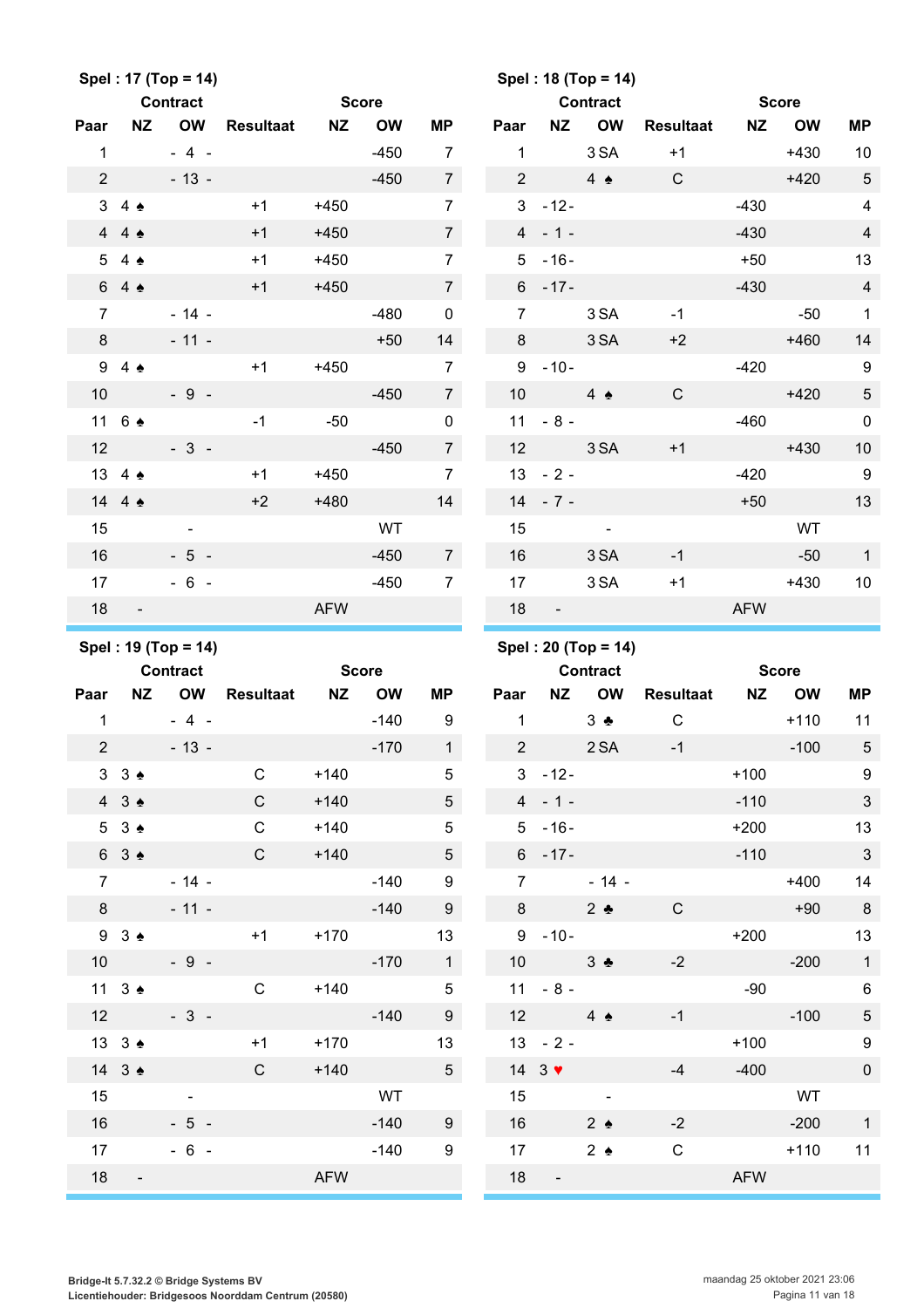**Spel : 17 (Top = 14)**

| Paar | Contract NZ | Contract OW | Resultaat | Score NZ | Score OW | MP |
|---|---|---|---|---|---|---|
| 1 | | - 4 - | | | -450 | 7 |
| 2 | | - 13 - | | | -450 | 7 |
| 3 | 4 ♠ | | +1 | +450 | | 7 |
| 4 | 4 ♠ | | +1 | +450 | | 7 |
| 5 | 4 ♠ | | +1 | +450 | | 7 |
| 6 | 4 ♠ | | +1 | +450 | | 7 |
| 7 | | - 14 - | | | -480 | 0 |
| 8 | | - 11 - | | | +50 | 14 |
| 9 | 4 ♠ | | +1 | +450 | | 7 |
| 10 | | - 9 - | | | -450 | 7 |
| 11 | 6 ♠ | | -1 | -50 | | 0 |
| 12 | | - 3 - | | | -450 | 7 |
| 13 | 4 ♠ | | +1 | +450 | | 7 |
| 14 | 4 ♠ | | +2 | +480 | | 14 |
| 15 | | - | | | WT | |
| 16 | | - 5 - | | | -450 | 7 |
| 17 | | - 6 - | | | -450 | 7 |
| 18 | - | | | AFW | | |

**Spel : 18 (Top = 14)**

| Paar | Contract NZ | Contract OW | Resultaat | Score NZ | Score OW | MP |
|---|---|---|---|---|---|---|
| 1 | | 3 SA | +1 | | +430 | 10 |
| 2 | | 4 ♠ | C | | +420 | 5 |
| 3 | - 12 - | | | -430 | | 4 |
| 4 | - 1 - | | | -430 | | 4 |
| 5 | - 16 - | | | +50 | | 13 |
| 6 | - 17 - | | | -430 | | 4 |
| 7 | | 3 SA | -1 | | -50 | 1 |
| 8 | | 3 SA | +2 | | +460 | 14 |
| 9 | - 10 - | | | -420 | | 9 |
| 10 | | 4 ♠ | C | | +420 | 5 |
| 11 | - 8 - | | | -460 | | 0 |
| 12 | | 3 SA | +1 | | +430 | 10 |
| 13 | - 2 - | | | -420 | | 9 |
| 14 | - 7 - | | | +50 | | 13 |
| 15 | | - | | | WT | |
| 16 | | 3 SA | -1 | | -50 | 1 |
| 17 | | 3 SA | +1 | | +430 | 10 |
| 18 | - | | | AFW | | |

**Spel : 19 (Top = 14)**

| Paar | Contract NZ | Contract OW | Resultaat | Score NZ | Score OW | MP |
|---|---|---|---|---|---|---|
| 1 | | - 4 - | | | -140 | 9 |
| 2 | | - 13 - | | | -170 | 1 |
| 3 | 3 ♠ | | C | +140 | | 5 |
| 4 | 3 ♠ | | C | +140 | | 5 |
| 5 | 3 ♠ | | C | +140 | | 5 |
| 6 | 3 ♠ | | C | +140 | | 5 |
| 7 | | - 14 - | | | -140 | 9 |
| 8 | | - 11 - | | | -140 | 9 |
| 9 | 3 ♠ | | +1 | +170 | | 13 |
| 10 | | - 9 - | | | -170 | 1 |
| 11 | 3 ♠ | | C | +140 | | 5 |
| 12 | | - 3 - | | | -140 | 9 |
| 13 | 3 ♠ | | +1 | +170 | | 13 |
| 14 | 3 ♠ | | C | +140 | | 5 |
| 15 | | - | | | WT | |
| 16 | | - 5 - | | | -140 | 9 |
| 17 | | - 6 - | | | -140 | 9 |
| 18 | - | | | AFW | | |

**Spel : 20 (Top = 14)**

| Paar | Contract NZ | Contract OW | Resultaat | Score NZ | Score OW | MP |
|---|---|---|---|---|---|---|
| 1 | | 3 ♣ | C | | +110 | 11 |
| 2 | | 2 SA | -1 | | -100 | 5 |
| 3 | - 12 - | | | +100 | | 9 |
| 4 | - 1 - | | | -110 | | 3 |
| 5 | - 16 - | | | +200 | | 13 |
| 6 | - 17 - | | | -110 | | 3 |
| 7 | | - 14 - | | | +400 | 14 |
| 8 | | 2 ♣ | C | | +90 | 8 |
| 9 | - 10 - | | | +200 | | 13 |
| 10 | | 3 ♣ | -2 | | -200 | 1 |
| 11 | - 8 - | | | -90 | | 6 |
| 12 | | 4 ♠ | -1 | | -100 | 5 |
| 13 | - 2 - | | | +100 | | 9 |
| 14 | 3 ♥ | | -4 | -400 | | 0 |
| 15 | | - | | | WT | |
| 16 | | 2 ♠ | -2 | | -200 | 1 |
| 17 | | 2 ♠ | C | | +110 | 11 |
| 18 | - | | | AFW | | |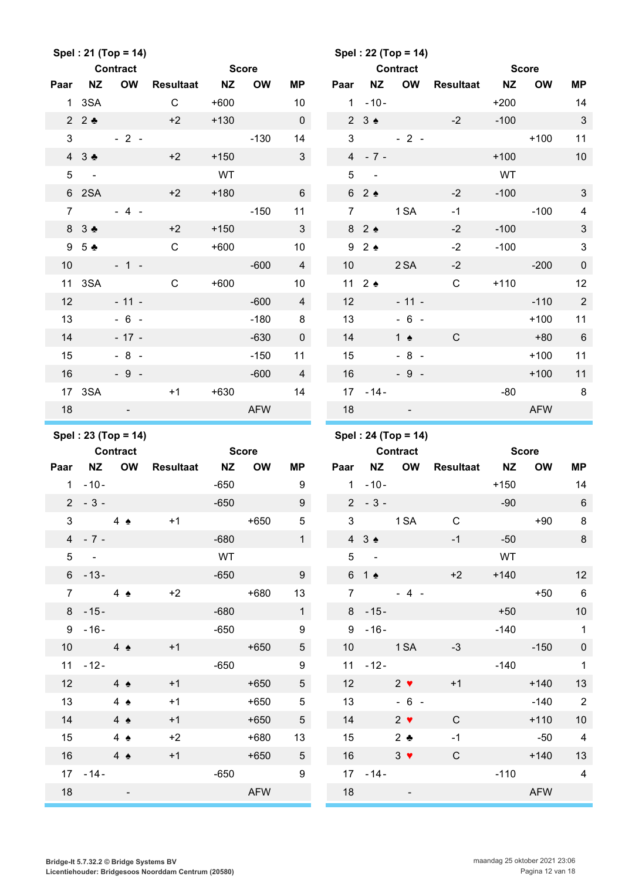### Spel : 21 (Top = 14)

| Paar | Contract NZ | Contract OW | Resultaat | Score NZ | Score OW | MP |
|---|---|---|---|---|---|---|
| 1 | 3SA | | C | +600 | | 10 |
| 2 | 2 ♣ | | +2 | +130 | | 0 |
| 3 | | - 2 - | | | -130 | 14 |
| 4 | 3 ♣ | | +2 | +150 | | 3 |
| 5 | - | | | WT | | |
| 6 | 2SA | | +2 | +180 | | 6 |
| 7 | | - 4 - | | | -150 | 11 |
| 8 | 3 ♣ | | +2 | +150 | | 3 |
| 9 | 5 ♣ | | C | +600 | | 10 |
| 10 | | - 1 - | | | -600 | 4 |
| 11 | 3SA | | C | +600 | | 10 |
| 12 | | - 11 - | | | -600 | 4 |
| 13 | | - 6 - | | | -180 | 8 |
| 14 | | - 17 - | | | -630 | 0 |
| 15 | | - 8 - | | | -150 | 11 |
| 16 | | - 9 - | | | -600 | 4 |
| 17 | 3SA | | +1 | +630 | | 14 |
| 18 | | - | | | AFW | |

### Spel : 22 (Top = 14)

| Paar | Contract NZ | Contract OW | Resultaat | Score NZ | Score OW | MP |
|---|---|---|---|---|---|---|
| 1 | - 10 - | | | +200 | | 14 |
| 2 | 3 ♠ | | -2 | -100 | | 3 |
| 3 | | - 2 - | | | +100 | 11 |
| 4 | - 7 - | | | +100 | | 10 |
| 5 | - | | | WT | | |
| 6 | 2 ♠ | | -2 | -100 | | 3 |
| 7 | | 1 SA | -1 | | -100 | 4 |
| 8 | 2 ♠ | | -2 | -100 | | 3 |
| 9 | 2 ♠ | | -2 | -100 | | 3 |
| 10 | | 2 SA | -2 | | -200 | 0 |
| 11 | 2 ♠ | | C | +110 | | 12 |
| 12 | | - 11 - | | | -110 | 2 |
| 13 | | - 6 - | | | +100 | 11 |
| 14 | | 1 ♠ | C | | +80 | 6 |
| 15 | | - 8 - | | | +100 | 11 |
| 16 | | - 9 - | | | +100 | 11 |
| 17 | - 14 - | | | -80 | | 8 |
| 18 | | - | | | AFW | |

### Spel : 23 (Top = 14)

| Paar | Contract NZ | Contract OW | Resultaat | Score NZ | Score OW | MP |
|---|---|---|---|---|---|---|
| 1 | - 10 - | | | -650 | | 9 |
| 2 | - 3 - | | | -650 | | 9 |
| 3 | | 4 ♠ | +1 | | +650 | 5 |
| 4 | - 7 - | | | -680 | | 1 |
| 5 | - | | | WT | | |
| 6 | - 13 - | | | -650 | | 9 |
| 7 | | 4 ♠ | +2 | | +680 | 13 |
| 8 | - 15 - | | | -680 | | 1 |
| 9 | - 16 - | | | -650 | | 9 |
| 10 | | 4 ♠ | +1 | | +650 | 5 |
| 11 | - 12 - | | | -650 | | 9 |
| 12 | | 4 ♠ | +1 | | +650 | 5 |
| 13 | | 4 ♠ | +1 | | +650 | 5 |
| 14 | | 4 ♠ | +1 | | +650 | 5 |
| 15 | | 4 ♠ | +2 | | +680 | 13 |
| 16 | | 4 ♠ | +1 | | +650 | 5 |
| 17 | - 14 - | | | -650 | | 9 |
| 18 | | - | | | AFW | |

### Spel : 24 (Top = 14)

| Paar | Contract NZ | Contract OW | Resultaat | Score NZ | Score OW | MP |
|---|---|---|---|---|---|---|
| 1 | - 10 - | | | +150 | | 14 |
| 2 | - 3 - | | | -90 | | 6 |
| 3 | | 1 SA | C | | +90 | 8 |
| 4 | 3 ♠ | | -1 | -50 | | 8 |
| 5 | - | | | WT | | |
| 6 | 1 ♠ | | +2 | +140 | | 12 |
| 7 | | - 4 - | | | +50 | 6 |
| 8 | - 15 - | | | +50 | | 10 |
| 9 | - 16 - | | | -140 | | 1 |
| 10 | | 1 SA | -3 | | -150 | 0 |
| 11 | - 12 - | | | -140 | | 1 |
| 12 | | 2 ♥ | +1 | | +140 | 13 |
| 13 | | - 6 - | | | -140 | 2 |
| 14 | | 2 ♥ | C | | +110 | 10 |
| 15 | | 2 ♣ | -1 | | -50 | 4 |
| 16 | | 3 ♥ | C | | +140 | 13 |
| 17 | - 14 - | | | -110 | | 4 |
| 18 | | - | | | AFW | |

**Bridge-It 5.7.32.2 © Bridge Systems BV**
**Licentiehouder: Bridgesoos Noorddam Centrum (20580)**

maandag 25 oktober 2021 23:06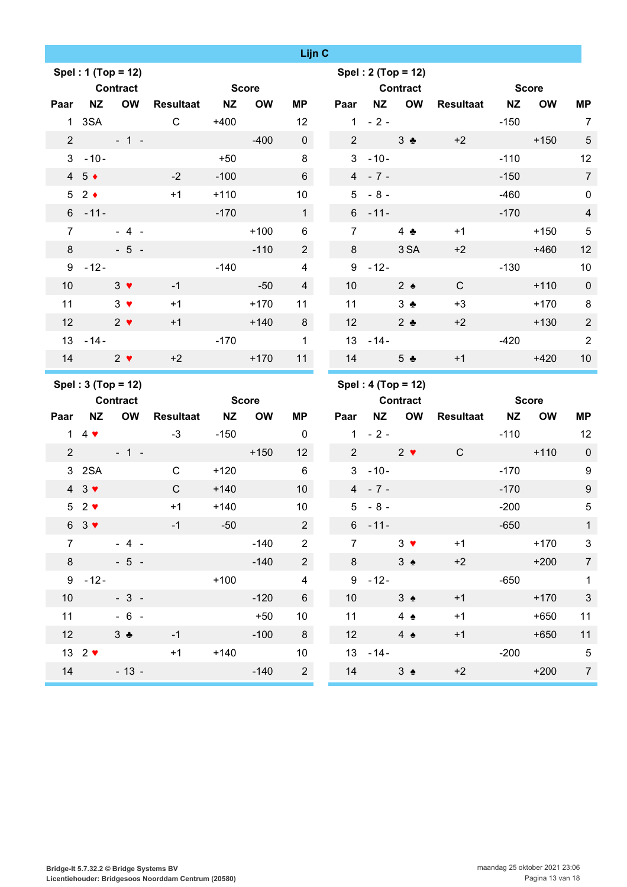## Lijn C

### Spel : 1 (Top = 12)

| Paar | Contract NZ | Contract OW | Resultaat | Score NZ | Score OW | MP |
|---|---|---|---|---|---|---|
| 1 | 3SA | | C | +400 | | 12 |
| 2 | | - 1 - | | | -400 | 0 |
| 3 | - 10 - | | | +50 | | 8 |
| 4 | 5 ♦ | | -2 | -100 | | 6 |
| 5 | 2 ♦ | | +1 | +110 | | 10 |
| 6 | - 11 - | | | -170 | | 1 |
| 7 | | - 4 - | | | +100 | 6 |
| 8 | | - 5 - | | | -110 | 2 |
| 9 | - 12 - | | | -140 | | 4 |
| 10 | | 3 ♥ | -1 | | -50 | 4 |
| 11 | | 3 ♥ | +1 | | +170 | 11 |
| 12 | | 2 ♥ | +1 | | +140 | 8 |
| 13 | - 14 - | | | -170 | | 1 |
| 14 | | 2 ♥ | +2 | | +170 | 11 |

### Spel : 2 (Top = 12)

| Paar | Contract NZ | Contract OW | Resultaat | Score NZ | Score OW | MP |
|---|---|---|---|---|---|---|
| 1 | - 2 - | | | -150 | | 7 |
| 2 | | 3 ♣ | +2 | | +150 | 5 |
| 3 | - 10 - | | | -110 | | 12 |
| 4 | - 7 - | | | -150 | | 7 |
| 5 | - 8 - | | | -460 | | 0 |
| 6 | - 11 - | | | -170 | | 4 |
| 7 | | 4 ♣ | +1 | | +150 | 5 |
| 8 | | 3 SA | +2 | | +460 | 12 |
| 9 | - 12 - | | | -130 | | 10 |
| 10 | | 2 ♠ | C | | +110 | 0 |
| 11 | | 3 ♣ | +3 | | +170 | 8 |
| 12 | | 2 ♣ | +2 | | +130 | 2 |
| 13 | - 14 - | | | -420 | | 2 |
| 14 | | 5 ♣ | +1 | | +420 | 10 |

### Spel : 3 (Top = 12)

| Paar | Contract NZ | Contract OW | Resultaat | Score NZ | Score OW | MP |
|---|---|---|---|---|---|---|
| 1 | 4 ♥ | | -3 | -150 | | 0 |
| 2 | | - 1 - | | | +150 | 12 |
| 3 | 2SA | | C | +120 | | 6 |
| 4 | 3 ♥ | | C | +140 | | 10 |
| 5 | 2 ♥ | | +1 | +140 | | 10 |
| 6 | 3 ♥ | | -1 | -50 | | 2 |
| 7 | | - 4 - | | | -140 | 2 |
| 8 | | - 5 - | | | -140 | 2 |
| 9 | - 12 - | | | +100 | | 4 |
| 10 | | - 3 - | | | -120 | 6 |
| 11 | | - 6 - | | | +50 | 10 |
| 12 | | 3 ♣ | -1 | | -100 | 8 |
| 13 | 2 ♥ | | +1 | +140 | | 10 |
| 14 | | - 13 - | | | -140 | 2 |

### Spel : 4 (Top = 12)

| Paar | Contract NZ | Contract OW | Resultaat | Score NZ | Score OW | MP |
|---|---|---|---|---|---|---|
| 1 | - 2 - | | | -110 | | 12 |
| 2 | | 2 ♥ | C | | +110 | 0 |
| 3 | - 10 - | | | -170 | | 9 |
| 4 | - 7 - | | | -170 | | 9 |
| 5 | - 8 - | | | -200 | | 5 |
| 6 | - 11 - | | | -650 | | 1 |
| 7 | | 3 ♥ | +1 | | +170 | 3 |
| 8 | | 3 ♠ | +2 | | +200 | 7 |
| 9 | - 12 - | | | -650 | | 1 |
| 10 | | 3 ♠ | +1 | | +170 | 3 |
| 11 | | 4 ♠ | +1 | | +650 | 11 |
| 12 | | 4 ♠ | +1 | | +650 | 11 |
| 13 | - 14 - | | | -200 | | 5 |
| 14 | | 3 ♠ | +2 | | +200 | 7 |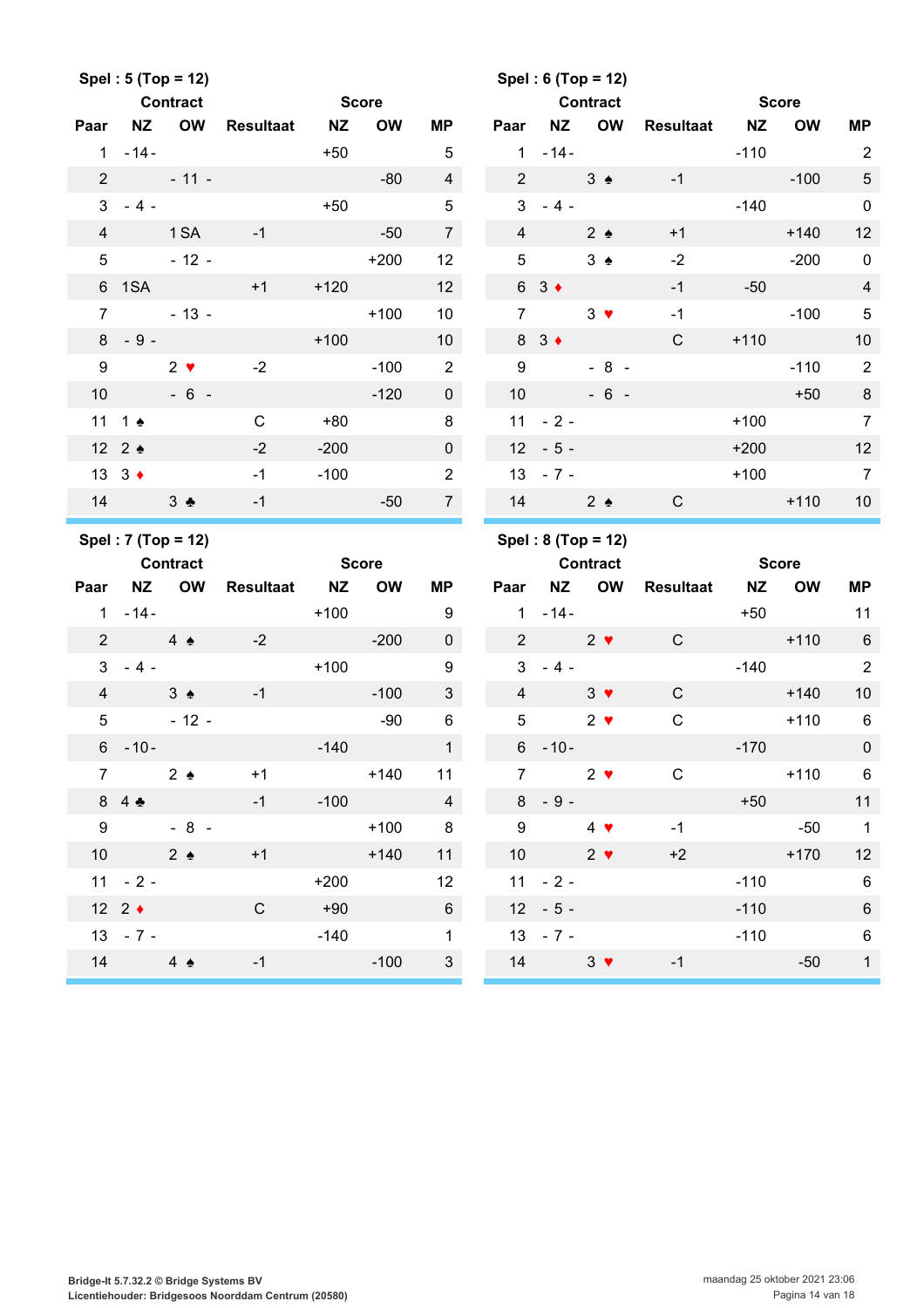**Spel : 5 (Top = 12)**

| Paar | Contract NZ | Contract OW | Resultaat | Score NZ | Score OW | MP |
|---|---|---|---|---|---|---|
| 1 | - 14 - | | | +50 | | 5 |
| 2 | | - 11 - | | | -80 | 4 |
| 3 | - 4 - | | | +50 | | 5 |
| 4 | | 1 SA | -1 | | -50 | 7 |
| 5 | | - 12 - | | | +200 | 12 |
| 6 | 1SA | | +1 | +120 | | 12 |
| 7 | | - 13 - | | | +100 | 10 |
| 8 | - 9 - | | | +100 | | 10 |
| 9 | | 2 ♥ | -2 | | -100 | 2 |
| 10 | | - 6 - | | | -120 | 0 |
| 11 | 1 ♠ | | C | +80 | | 8 |
| 12 | 2 ♠ | | -2 | -200 | | 0 |
| 13 | 3 ♦ | | -1 | -100 | | 2 |
| 14 | | 3 ♣ | -1 | | -50 | 7 |

**Spel : 6 (Top = 12)**

| Paar | Contract NZ | Contract OW | Resultaat | Score NZ | Score OW | MP |
|---|---|---|---|---|---|---|
| 1 | - 14 - | | | -110 | | 2 |
| 2 | | 3 ♠ | -1 | | -100 | 5 |
| 3 | - 4 - | | | -140 | | 0 |
| 4 | | 2 ♠ | +1 | | +140 | 12 |
| 5 | | 3 ♠ | -2 | | -200 | 0 |
| 6 | 3 ♦ | | -1 | -50 | | 4 |
| 7 | | 3 ♥ | -1 | | -100 | 5 |
| 8 | 3 ♦ | | C | +110 | | 10 |
| 9 | | - 8 - | | | -110 | 2 |
| 10 | | - 6 - | | | +50 | 8 |
| 11 | - 2 - | | | +100 | | 7 |
| 12 | - 5 - | | | +200 | | 12 |
| 13 | - 7 - | | | +100 | | 7 |
| 14 | | 2 ♠ | C | | +110 | 10 |

**Spel : 7 (Top = 12)**

| Paar | Contract NZ | Contract OW | Resultaat | Score NZ | Score OW | MP |
|---|---|---|---|---|---|---|
| 1 | - 14 - | | | +100 | | 9 |
| 2 | | 4 ♠ | -2 | | -200 | 0 |
| 3 | - 4 - | | | +100 | | 9 |
| 4 | | 3 ♠ | -1 | | -100 | 3 |
| 5 | | - 12 - | | | -90 | 6 |
| 6 | - 10 - | | | -140 | | 1 |
| 7 | | 2 ♠ | +1 | | +140 | 11 |
| 8 | 4 ♣ | | -1 | -100 | | 4 |
| 9 | | - 8 - | | | +100 | 8 |
| 10 | | 2 ♠ | +1 | | +140 | 11 |
| 11 | - 2 - | | | +200 | | 12 |
| 12 | 2 ♦ | | C | +90 | | 6 |
| 13 | - 7 - | | | -140 | | 1 |
| 14 | | 4 ♠ | -1 | | -100 | 3 |

**Spel : 8 (Top = 12)**

| Paar | Contract NZ | Contract OW | Resultaat | Score NZ | Score OW | MP |
|---|---|---|---|---|---|---|
| 1 | - 14 - | | | +50 | | 11 |
| 2 | | 2 ♥ | C | | +110 | 6 |
| 3 | - 4 - | | | -140 | | 2 |
| 4 | | 3 ♥ | C | | +140 | 10 |
| 5 | | 2 ♥ | C | | +110 | 6 |
| 6 | - 10 - | | | -170 | | 0 |
| 7 | | 2 ♥ | C | | +110 | 6 |
| 8 | - 9 - | | | +50 | | 11 |
| 9 | | 4 ♥ | -1 | | -50 | 1 |
| 10 | | 2 ♥ | +2 | | +170 | 12 |
| 11 | - 2 - | | | -110 | | 6 |
| 12 | - 5 - | | | -110 | | 6 |
| 13 | - 7 - | | | -110 | | 6 |
| 14 | | 3 ♥ | -1 | | -50 | 1 |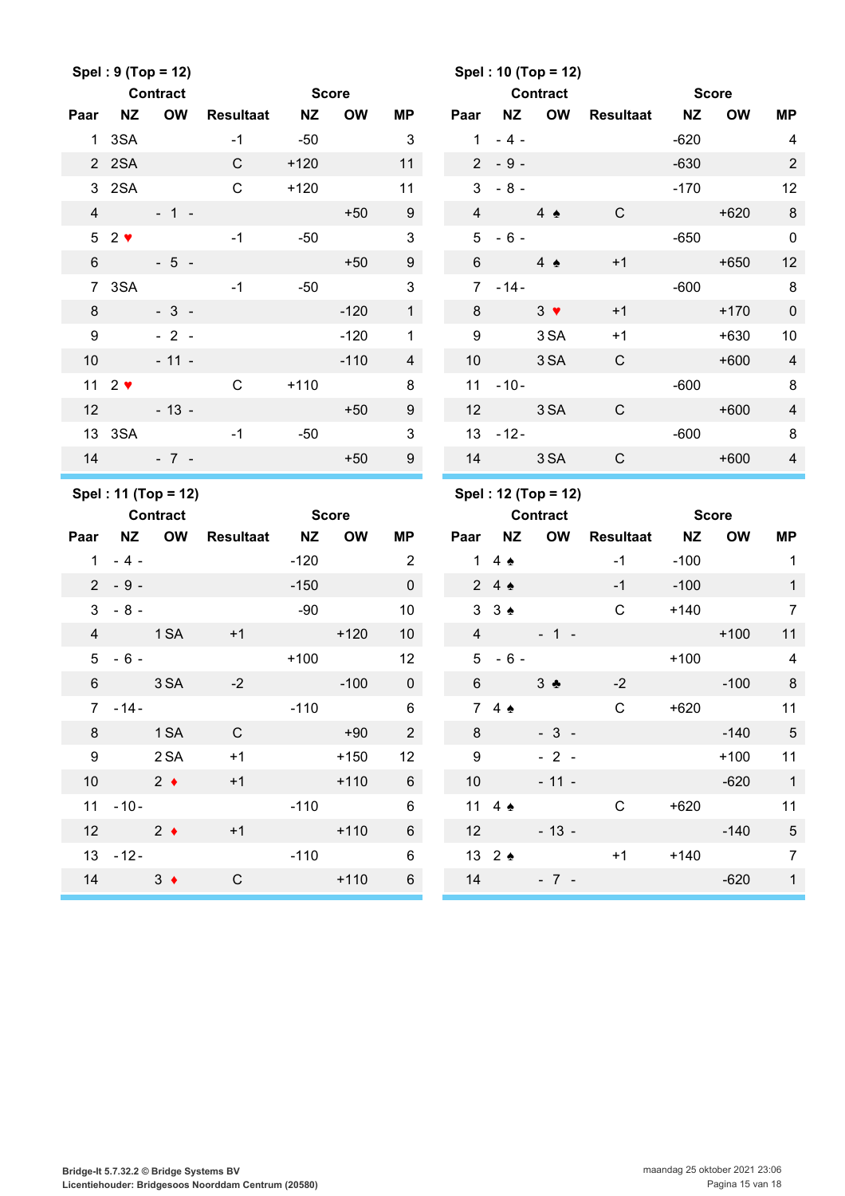**Spel : 9 (Top = 12)**

| Paar | Contract NZ | Contract OW | Resultaat | Score NZ | Score OW | MP |
|---|---|---|---|---|---|---|
| 1 | 3SA | | -1 | -50 | | 3 |
| 2 | 2SA | | C | +120 | | 11 |
| 3 | 2SA | | C | +120 | | 11 |
| 4 | | - 1 - | | | +50 | 9 |
| 5 | 2 ♥ | | -1 | -50 | | 3 |
| 6 | | - 5 - | | | +50 | 9 |
| 7 | 3SA | | -1 | -50 | | 3 |
| 8 | | - 3 - | | | -120 | 1 |
| 9 | | - 2 - | | | -120 | 1 |
| 10 | | - 11 - | | | -110 | 4 |
| 11 | 2 ♥ | | C | +110 | | 8 |
| 12 | | - 13 - | | | +50 | 9 |
| 13 | 3SA | | -1 | -50 | | 3 |
| 14 | | - 7 - | | | +50 | 9 |

**Spel : 10 (Top = 12)**

| Paar | Contract NZ | Contract OW | Resultaat | Score NZ | Score OW | MP |
|---|---|---|---|---|---|---|
| 1 | - 4 - | | | -620 | | 4 |
| 2 | - 9 - | | | -630 | | 2 |
| 3 | - 8 - | | | -170 | | 12 |
| 4 | | 4 ♠ | C | | +620 | 8 |
| 5 | - 6 - | | | -650 | | 0 |
| 6 | | 4 ♠ | +1 | | +650 | 12 |
| 7 | - 14 - | | | -600 | | 8 |
| 8 | | 3 ♥ | +1 | | +170 | 0 |
| 9 | | 3 SA | +1 | | +630 | 10 |
| 10 | | 3 SA | C | | +600 | 4 |
| 11 | - 10 - | | | -600 | | 8 |
| 12 | | 3 SA | C | | +600 | 4 |
| 13 | - 12 - | | | -600 | | 8 |
| 14 | | 3 SA | C | | +600 | 4 |

**Spel : 11 (Top = 12)**

| Paar | Contract NZ | Contract OW | Resultaat | Score NZ | Score OW | MP |
|---|---|---|---|---|---|---|
| 1 | - 4 - | | | -120 | | 2 |
| 2 | - 9 - | | | -150 | | 0 |
| 3 | - 8 - | | | -90 | | 10 |
| 4 | | 1 SA | +1 | | +120 | 10 |
| 5 | - 6 - | | | +100 | | 12 |
| 6 | | 3 SA | -2 | | -100 | 0 |
| 7 | - 14 - | | | -110 | | 6 |
| 8 | | 1 SA | C | | +90 | 2 |
| 9 | | 2 SA | +1 | | +150 | 12 |
| 10 | | 2 ♦ | +1 | | +110 | 6 |
| 11 | - 10 - | | | -110 | | 6 |
| 12 | | 2 ♦ | +1 | | +110 | 6 |
| 13 | - 12 - | | | -110 | | 6 |
| 14 | | 3 ♦ | C | | +110 | 6 |

**Spel : 12 (Top = 12)**

| Paar | Contract NZ | Contract OW | Resultaat | Score NZ | Score OW | MP |
|---|---|---|---|---|---|---|
| 1 | 4 ♠ | | -1 | -100 | | 1 |
| 2 | 4 ♠ | | -1 | -100 | | 1 |
| 3 | 3 ♠ | | C | +140 | | 7 |
| 4 | | - 1 - | | | +100 | 11 |
| 5 | - 6 - | | | +100 | | 4 |
| 6 | | 3 ♣ | -2 | | -100 | 8 |
| 7 | 4 ♠ | | C | +620 | | 11 |
| 8 | | - 3 - | | | -140 | 5 |
| 9 | | - 2 - | | | +100 | 11 |
| 10 | | - 11 - | | | -620 | 1 |
| 11 | 4 ♠ | | C | +620 | | 11 |
| 12 | | - 13 - | | | -140 | 5 |
| 13 | 2 ♠ | | +1 | +140 | | 7 |
| 14 | | - 7 - | | | -620 | 1 |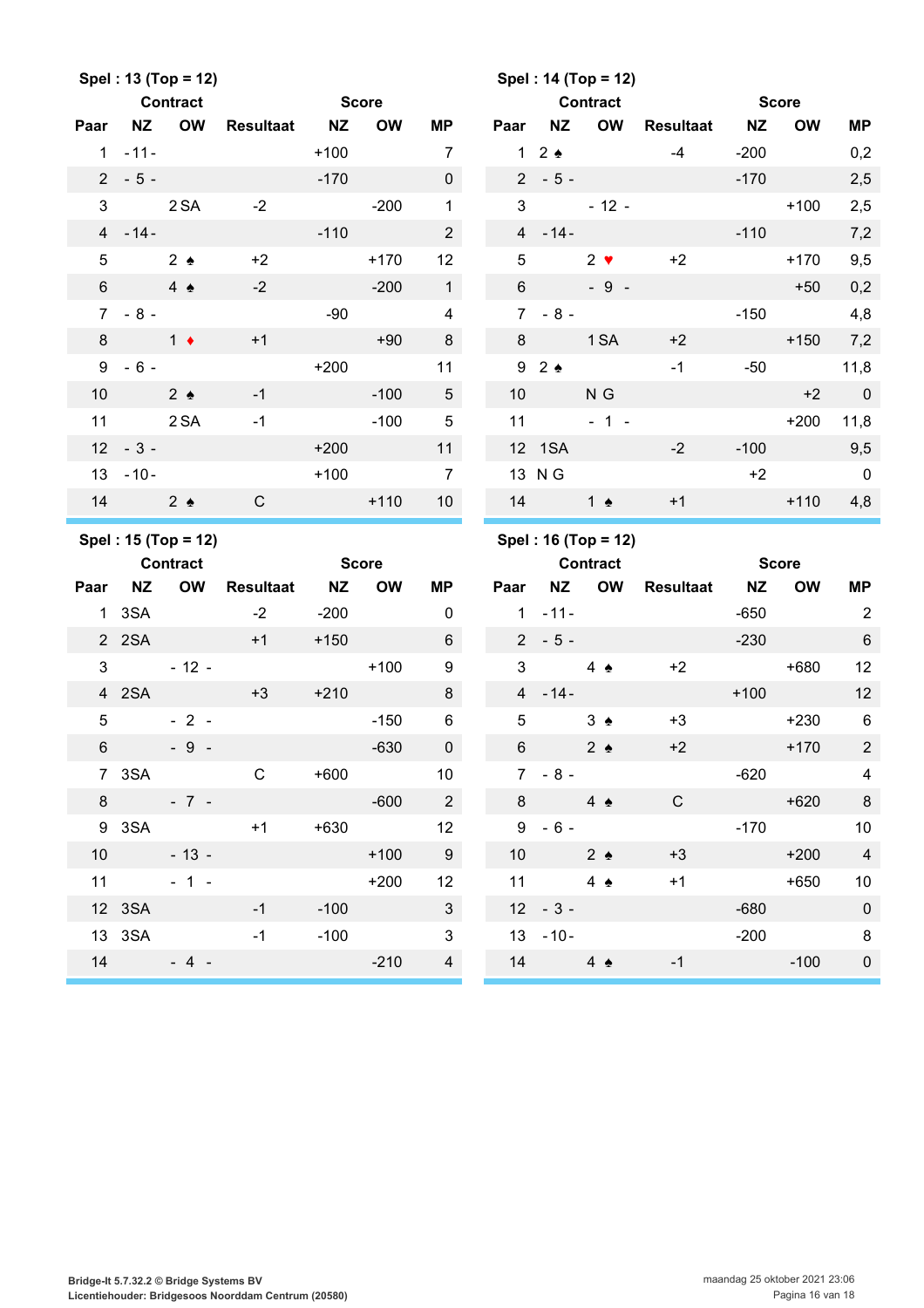**Spel : 13 (Top = 12)**

| Paar | Contract NZ | Contract OW | Resultaat | Score NZ | Score OW | MP |
|---|---|---|---|---|---|---|
| 1 | - 11 - | | | +100 | | 7 |
| 2 | - 5 - | | | -170 | | 0 |
| 3 | | 2 SA | -2 | | -200 | 1 |
| 4 | - 14 - | | | -110 | | 2 |
| 5 | | 2 ♠ | +2 | | +170 | 12 |
| 6 | | 4 ♠ | -2 | | -200 | 1 |
| 7 | - 8 - | | | -90 | | 4 |
| 8 | | 1 ♦ | +1 | | +90 | 8 |
| 9 | - 6 - | | | +200 | | 11 |
| 10 | | 2 ♠ | -1 | | -100 | 5 |
| 11 | | 2 SA | -1 | | -100 | 5 |
| 12 | - 3 - | | | +200 | | 11 |
| 13 | - 10 - | | | +100 | | 7 |
| 14 | | 2 ♠ | C | | +110 | 10 |

**Spel : 14 (Top = 12)**

| Paar | Contract NZ | Contract OW | Resultaat | Score NZ | Score OW | MP |
|---|---|---|---|---|---|---|
| 1 | 2 ♠ | | -4 | -200 | | 0,2 |
| 2 | - 5 - | | | -170 | | 2,5 |
| 3 | | - 12 - | | | +100 | 2,5 |
| 4 | - 14 - | | | -110 | | 7,2 |
| 5 | | 2 ♥ | +2 | | +170 | 9,5 |
| 6 | | - 9 - | | | +50 | 0,2 |
| 7 | - 8 - | | | -150 | | 4,8 |
| 8 | | 1 SA | +2 | | +150 | 7,2 |
| 9 | 2 ♠ | | -1 | -50 | | 11,8 |
| 10 | | N G | | | +2 | 0 |
| 11 | | - 1 - | | | +200 | 11,8 |
| 12 | 1SA | | -2 | -100 | | 9,5 |
| 13 | N G | | | +2 | | 0 |
| 14 | | 1 ♠ | +1 | | +110 | 4,8 |

**Spel : 15 (Top = 12)**

| Paar | Contract NZ | Contract OW | Resultaat | Score NZ | Score OW | MP |
|---|---|---|---|---|---|---|
| 1 | 3SA | | -2 | -200 | | 0 |
| 2 | 2SA | | +1 | +150 | | 6 |
| 3 | | - 12 - | | | +100 | 9 |
| 4 | 2SA | | +3 | +210 | | 8 |
| 5 | | - 2 - | | | -150 | 6 |
| 6 | | - 9 - | | | -630 | 0 |
| 7 | 3SA | | C | +600 | | 10 |
| 8 | | - 7 - | | | -600 | 2 |
| 9 | 3SA | | +1 | +630 | | 12 |
| 10 | | - 13 - | | | +100 | 9 |
| 11 | | - 1 - | | | +200 | 12 |
| 12 | 3SA | | -1 | -100 | | 3 |
| 13 | 3SA | | -1 | -100 | | 3 |
| 14 | | - 4 - | | | -210 | 4 |

**Spel : 16 (Top = 12)**

| Paar | Contract NZ | Contract OW | Resultaat | Score NZ | Score OW | MP |
|---|---|---|---|---|---|---|
| 1 | - 11 - | | | -650 | | 2 |
| 2 | - 5 - | | | -230 | | 6 |
| 3 | | 4 ♠ | +2 | | +680 | 12 |
| 4 | - 14 - | | | +100 | | 12 |
| 5 | | 3 ♠ | +3 | | +230 | 6 |
| 6 | | 2 ♠ | +2 | | +170 | 2 |
| 7 | - 8 - | | | -620 | | 4 |
| 8 | | 4 ♠ | C | | +620 | 8 |
| 9 | - 6 - | | | -170 | | 10 |
| 10 | | 2 ♠ | +3 | | +200 | 4 |
| 11 | | 4 ♠ | +1 | | +650 | 10 |
| 12 | - 3 - | | | -680 | | 0 |
| 13 | - 10 - | | | -200 | | 8 |
| 14 | | 4 ♠ | -1 | | -100 | 0 |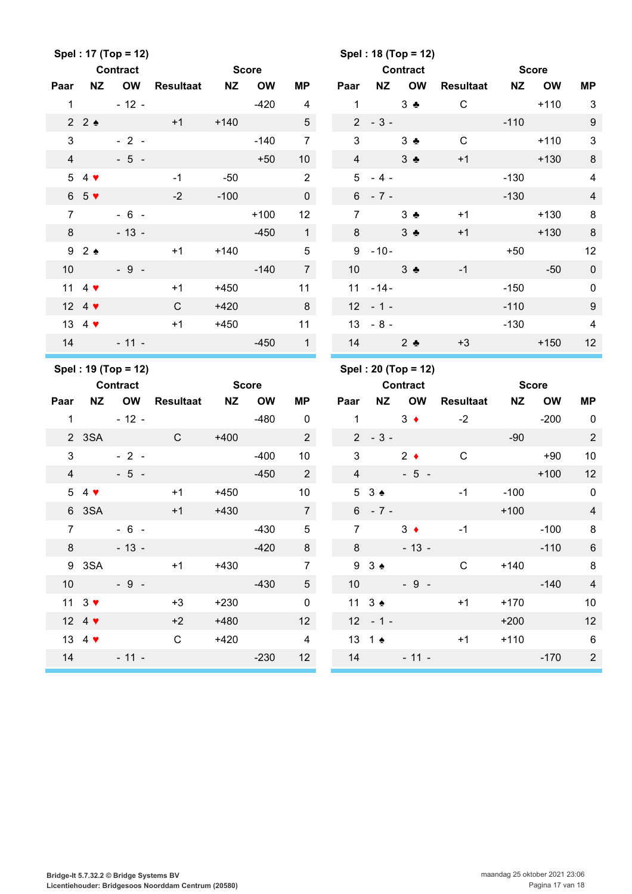**Spel : 17 (Top = 12)**

| Paar | Contract NZ | Contract OW | Resultaat | Score NZ | Score OW | MP |
|---|---|---|---|---|---|---|
| 1 | - 12 - | | | | -420 | 4 |
| 2 | 2 ♠ | | +1 | +140 | | 5 |
| 3 | - 2 - | | | | -140 | 7 |
| 4 | - 5 - | | | | +50 | 10 |
| 5 | 4 ♥ | | -1 | -50 | | 2 |
| 6 | 5 ♥ | | -2 | -100 | | 0 |
| 7 | - 6 - | | | | +100 | 12 |
| 8 | - 13 - | | | | -450 | 1 |
| 9 | 2 ♠ | | +1 | +140 | | 5 |
| 10 | - 9 - | | | | -140 | 7 |
| 11 | 4 ♥ | | +1 | +450 | | 11 |
| 12 | 4 ♥ | | C | +420 | | 8 |
| 13 | 4 ♥ | | +1 | +450 | | 11 |
| 14 | - 11 - | | | | -450 | 1 |

**Spel : 18 (Top = 12)**

| Paar | Contract NZ | Contract OW | Resultaat | Score NZ | Score OW | MP |
|---|---|---|---|---|---|---|
| 1 | | 3 ♣ | C | | +110 | 3 |
| 2 | - 3 - | | | -110 | | 9 |
| 3 | | 3 ♣ | C | | +110 | 3 |
| 4 | | 3 ♣ | +1 | | +130 | 8 |
| 5 | - 4 - | | | -130 | | 4 |
| 6 | - 7 - | | | -130 | | 4 |
| 7 | | 3 ♣ | +1 | | +130 | 8 |
| 8 | | 3 ♣ | +1 | | +130 | 8 |
| 9 | - 10 - | | | +50 | | 12 |
| 10 | | 3 ♣ | -1 | | -50 | 0 |
| 11 | - 14 - | | | -150 | | 0 |
| 12 | - 1 - | | | -110 | | 9 |
| 13 | - 8 - | | | -130 | | 4 |
| 14 | | 2 ♣ | +3 | | +150 | 12 |

**Spel : 19 (Top = 12)**

| Paar | Contract NZ | Contract OW | Resultaat | Score NZ | Score OW | MP |
|---|---|---|---|---|---|---|
| 1 | - 12 - | | | | -480 | 0 |
| 2 | 3SA | | C | +400 | | 2 |
| 3 | - 2 - | | | | -400 | 10 |
| 4 | - 5 - | | | | -450 | 2 |
| 5 | 4 ♥ | | +1 | +450 | | 10 |
| 6 | 3SA | | +1 | +430 | | 7 |
| 7 | - 6 - | | | | -430 | 5 |
| 8 | - 13 - | | | | -420 | 8 |
| 9 | 3SA | | +1 | +430 | | 7 |
| 10 | - 9 - | | | | -430 | 5 |
| 11 | 3 ♥ | | +3 | +230 | | 0 |
| 12 | 4 ♥ | | +2 | +480 | | 12 |
| 13 | 4 ♥ | | C | +420 | | 4 |
| 14 | - 11 - | | | | -230 | 12 |

**Spel : 20 (Top = 12)**

| Paar | Contract NZ | Contract OW | Resultaat | Score NZ | Score OW | MP |
|---|---|---|---|---|---|---|
| 1 | | 3 ♦ | -2 | | -200 | 0 |
| 2 | - 3 - | | | -90 | | 2 |
| 3 | | 2 ♦ | C | | +90 | 10 |
| 4 | - 5 - | | | | +100 | 12 |
| 5 | 3 ♠ | | -1 | -100 | | 0 |
| 6 | - 7 - | | | +100 | | 4 |
| 7 | | 3 ♦ | -1 | | -100 | 8 |
| 8 | - 13 - | | | | -110 | 6 |
| 9 | 3 ♠ | | C | +140 | | 8 |
| 10 | - 9 - | | | | -140 | 4 |
| 11 | 3 ♠ | | +1 | +170 | | 10 |
| 12 | - 1 - | | | +200 | | 12 |
| 13 | 1 ♠ | | +1 | +110 | | 6 |
| 14 | - 11 - | | | | -170 | 2 |

Bridge-It 5.7.32.2 © Bridge Systems BV
Licentiehouder: Bridgesoos Noorddam Centrum (20580)

maandag 25 oktober 2021 23:06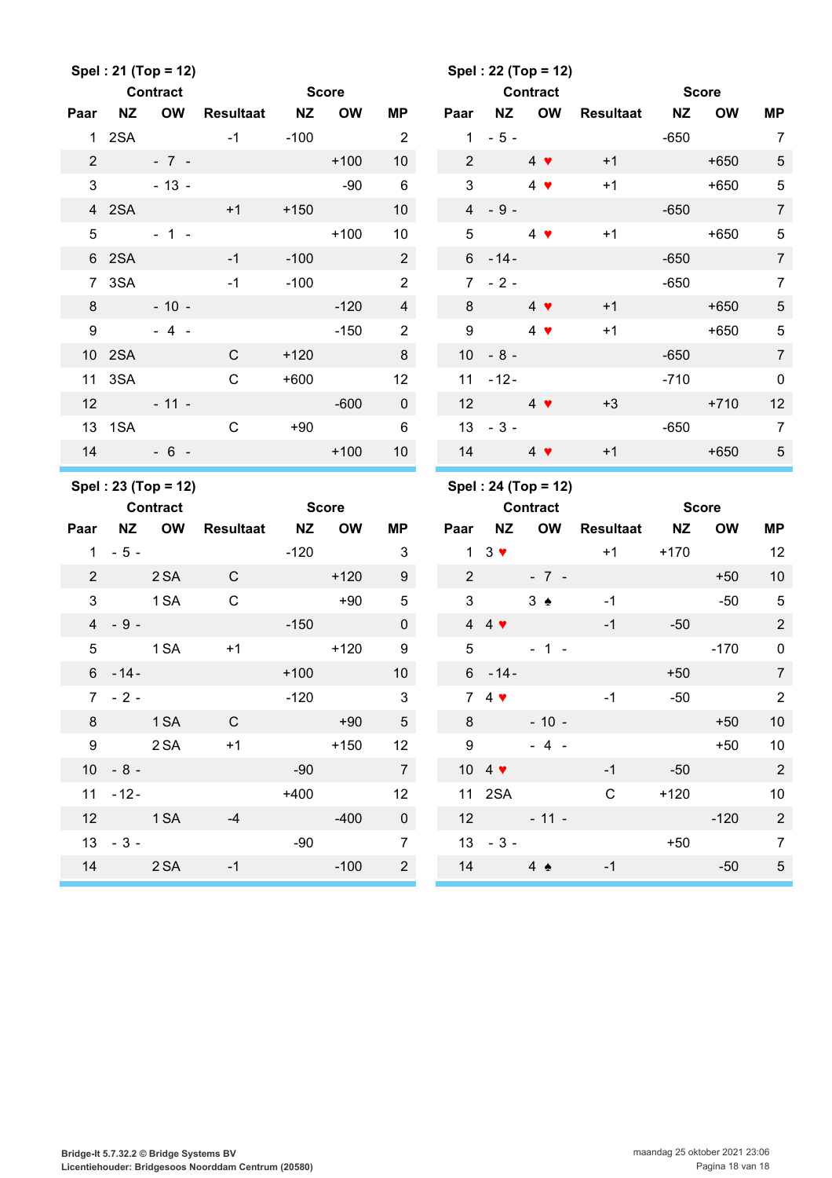**Spel : 21 (Top = 12)**

| Paar | Contract NZ | Contract OW | Resultaat | Score NZ | Score OW | MP |
|---|---|---|---|---|---|---|
| 1 | 2SA | | -1 | -100 | | 2 |
| 2 | | - 7 - | | | +100 | 10 |
| 3 | | - 13 - | | | -90 | 6 |
| 4 | 2SA | | +1 | +150 | | 10 |
| 5 | | - 1 - | | | +100 | 10 |
| 6 | 2SA | | -1 | -100 | | 2 |
| 7 | 3SA | | -1 | -100 | | 2 |
| 8 | | - 10 - | | | -120 | 4 |
| 9 | | - 4 - | | | -150 | 2 |
| 10 | 2SA | | C | +120 | | 8 |
| 11 | 3SA | | C | +600 | | 12 |
| 12 | | - 11 - | | | -600 | 0 |
| 13 | 1SA | | C | +90 | | 6 |
| 14 | | - 6 - | | | +100 | 10 |

**Spel : 22 (Top = 12)**

| Paar | Contract NZ | Contract OW | Resultaat | Score NZ | Score OW | MP |
|---|---|---|---|---|---|---|
| 1 | - 5 - | | | -650 | | 7 |
| 2 | | 4 ♥ | +1 | | +650 | 5 |
| 3 | | 4 ♥ | +1 | | +650 | 5 |
| 4 | - 9 - | | | -650 | | 7 |
| 5 | | 4 ♥ | +1 | | +650 | 5 |
| 6 | - 14 - | | | -650 | | 7 |
| 7 | - 2 - | | | -650 | | 7 |
| 8 | | 4 ♥ | +1 | | +650 | 5 |
| 9 | | 4 ♥ | +1 | | +650 | 5 |
| 10 | - 8 - | | | -650 | | 7 |
| 11 | - 12 - | | | -710 | | 0 |
| 12 | | 4 ♥ | +3 | | +710 | 12 |
| 13 | - 3 - | | | -650 | | 7 |
| 14 | | 4 ♥ | +1 | | +650 | 5 |

**Spel : 23 (Top = 12)**

| Paar | Contract NZ | Contract OW | Resultaat | Score NZ | Score OW | MP |
|---|---|---|---|---|---|---|
| 1 | - 5 - | | | -120 | | 3 |
| 2 | | 2 SA | C | | +120 | 9 |
| 3 | | 1 SA | C | | +90 | 5 |
| 4 | - 9 - | | | -150 | | 0 |
| 5 | | 1 SA | +1 | | +120 | 9 |
| 6 | - 14 - | | | +100 | | 10 |
| 7 | - 2 - | | | -120 | | 3 |
| 8 | | 1 SA | C | | +90 | 5 |
| 9 | | 2 SA | +1 | | +150 | 12 |
| 10 | - 8 - | | | -90 | | 7 |
| 11 | - 12 - | | | +400 | | 12 |
| 12 | | 1 SA | -4 | | -400 | 0 |
| 13 | - 3 - | | | -90 | | 7 |
| 14 | | 2 SA | -1 | | -100 | 2 |

**Spel : 24 (Top = 12)**

| Paar | Contract NZ | Contract OW | Resultaat | Score NZ | Score OW | MP |
|---|---|---|---|---|---|---|
| 1 | 3 ♥ | | +1 | +170 | | 12 |
| 2 | | - 7 - | | | +50 | 10 |
| 3 | | 3 ♠ | -1 | | -50 | 5 |
| 4 | 4 ♥ | | -1 | -50 | | 2 |
| 5 | | - 1 - | | | -170 | 0 |
| 6 | - 14 - | | | +50 | | 7 |
| 7 | 4 ♥ | | -1 | -50 | | 2 |
| 8 | | - 10 - | | | +50 | 10 |
| 9 | | - 4 - | | | +50 | 10 |
| 10 | 4 ♥ | | -1 | -50 | | 2 |
| 11 | 2SA | | C | +120 | | 10 |
| 12 | | - 11 - | | | -120 | 2 |
| 13 | - 3 - | | | +50 | | 7 |
| 14 | | 4 ♠ | -1 | | -50 | 5 |

Bridge-It 5.7.32.2 © Bridge Systems BV
Licentiehouder: Bridgesoos Noorddam Centrum (20580)

maandag 25 oktober 2021 23:06